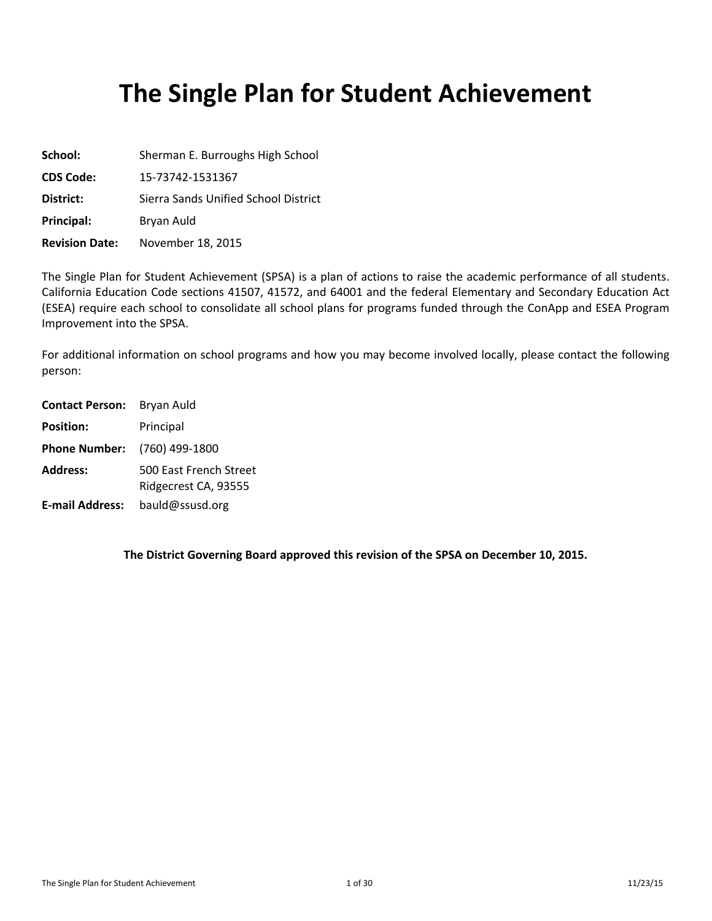# The Single Plan for Student Achievement

**School:** Sherman E. Burroughs High School

**CDS Code:** 15-73742-1531367

**District:** Sierra Sands Unified School District

**Principal:** Bryan Auld

**Revision Date:** November 18, 2015

The Single Plan for Student Achievement (SPSA) is a plan of actions to raise the academic performance of all students. California Education Code sections 41507, 41572, and 64001 and the federal Elementary and Secondary Education Act (ESEA) require each school to consolidate all school plans for programs funded through the ConApp and ESEA Program Improvement into the SPSA.

For additional information on school programs and how you may become involved locally, please contact the following person:

**Contact Person:** Bryan Auld

**Position:** Principal

**Phone Number:** (760) 499-1800

**Address:** 500 East French Street
Ridgecrest CA, 93555

**E-mail Address:** bauld@ssusd.org

**The District Governing Board approved this revision of the SPSA on December 10, 2015.**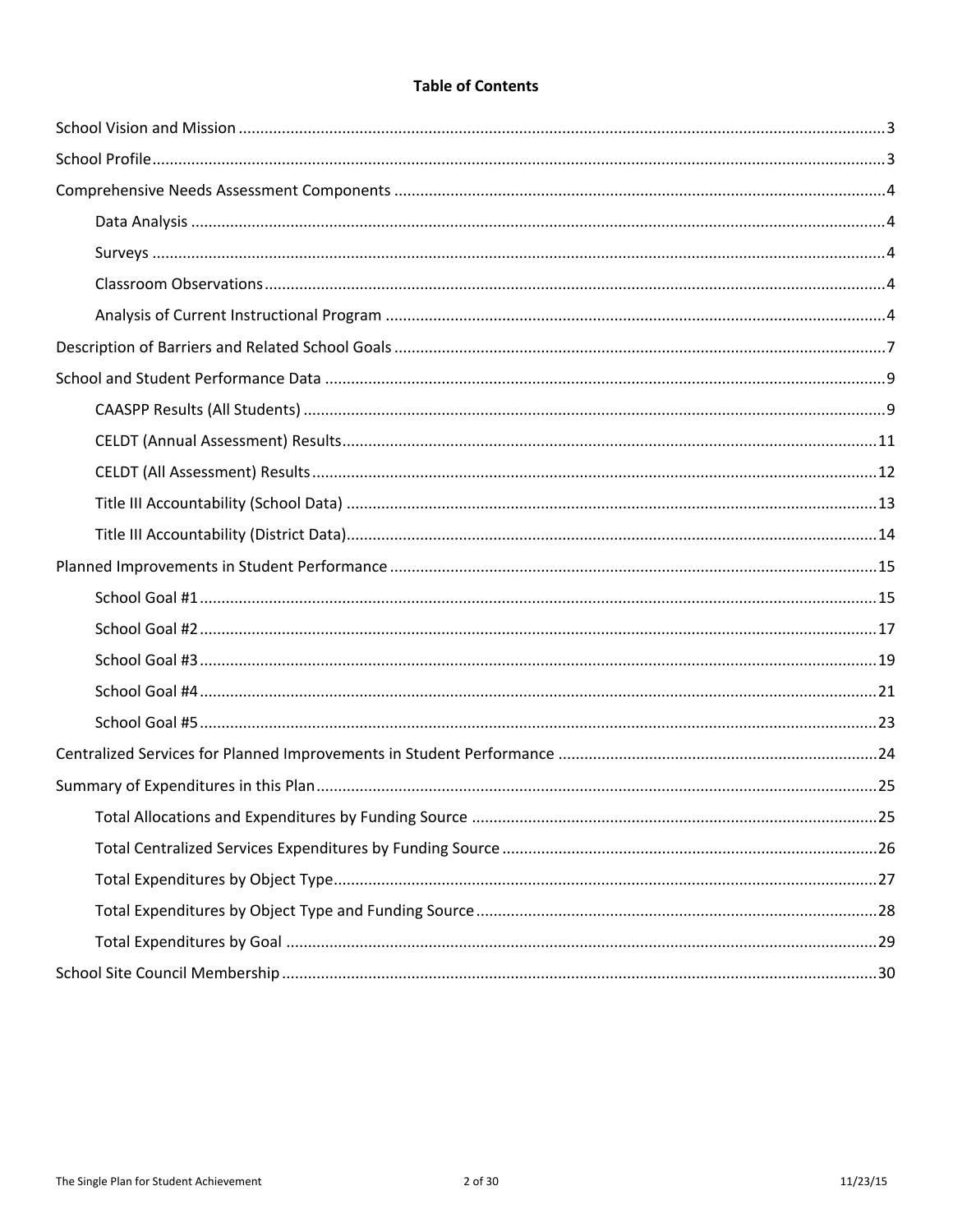## Table of Contents

- School Vision and Mission ..... 3
- School Profile ..... 3
- Comprehensive Needs Assessment Components ..... 4
  - Data Analysis ..... 4
  - Surveys ..... 4
  - Classroom Observations ..... 4
  - Analysis of Current Instructional Program ..... 4
- Description of Barriers and Related School Goals ..... 7
- School and Student Performance Data ..... 9
  - CAASPP Results (All Students) ..... 9
  - CELDT (Annual Assessment) Results ..... 11
  - CELDT (All Assessment) Results ..... 12
  - Title III Accountability (School Data) ..... 13
  - Title III Accountability (District Data) ..... 14
- Planned Improvements in Student Performance ..... 15
  - School Goal #1 ..... 15
  - School Goal #2 ..... 17
  - School Goal #3 ..... 19
  - School Goal #4 ..... 21
  - School Goal #5 ..... 23
- Centralized Services for Planned Improvements in Student Performance ..... 24
- Summary of Expenditures in this Plan ..... 25
  - Total Allocations and Expenditures by Funding Source ..... 25
  - Total Centralized Services Expenditures by Funding Source ..... 26
  - Total Expenditures by Object Type ..... 27
  - Total Expenditures by Object Type and Funding Source ..... 28
  - Total Expenditures by Goal ..... 29
- School Site Council Membership ..... 30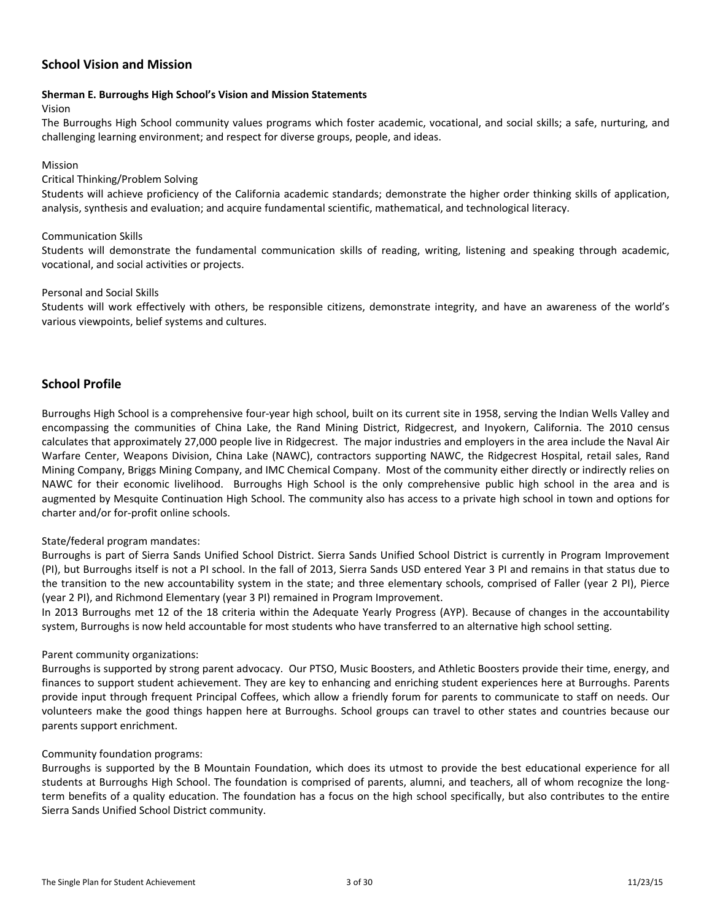## School Vision and Mission

**Sherman E. Burroughs High School's Vision and Mission Statements**

Vision

The Burroughs High School community values programs which foster academic, vocational, and social skills; a safe, nurturing, and challenging learning environment; and respect for diverse groups, people, and ideas.

Mission

Critical Thinking/Problem Solving

Students will achieve proficiency of the California academic standards; demonstrate the higher order thinking skills of application, analysis, synthesis and evaluation; and acquire fundamental scientific, mathematical, and technological literacy.

Communication Skills

Students will demonstrate the fundamental communication skills of reading, writing, listening and speaking through academic, vocational, and social activities or projects.

Personal and Social Skills

Students will work effectively with others, be responsible citizens, demonstrate integrity, and have an awareness of the world's various viewpoints, belief systems and cultures.

## School Profile

Burroughs High School is a comprehensive four-year high school, built on its current site in 1958, serving the Indian Wells Valley and encompassing the communities of China Lake, the Rand Mining District, Ridgecrest, and Inyokern, California. The 2010 census calculates that approximately 27,000 people live in Ridgecrest. The major industries and employers in the area include the Naval Air Warfare Center, Weapons Division, China Lake (NAWC), contractors supporting NAWC, the Ridgecrest Hospital, retail sales, Rand Mining Company, Briggs Mining Company, and IMC Chemical Company. Most of the community either directly or indirectly relies on NAWC for their economic livelihood. Burroughs High School is the only comprehensive public high school in the area and is augmented by Mesquite Continuation High School. The community also has access to a private high school in town and options for charter and/or for-profit online schools.

State/federal program mandates:

Burroughs is part of Sierra Sands Unified School District. Sierra Sands Unified School District is currently in Program Improvement (PI), but Burroughs itself is not a PI school. In the fall of 2013, Sierra Sands USD entered Year 3 PI and remains in that status due to the transition to the new accountability system in the state; and three elementary schools, comprised of Faller (year 2 PI), Pierce (year 2 PI), and Richmond Elementary (year 3 PI) remained in Program Improvement.

In 2013 Burroughs met 12 of the 18 criteria within the Adequate Yearly Progress (AYP). Because of changes in the accountability system, Burroughs is now held accountable for most students who have transferred to an alternative high school setting.

Parent community organizations:

Burroughs is supported by strong parent advocacy. Our PTSO, Music Boosters, and Athletic Boosters provide their time, energy, and finances to support student achievement. They are key to enhancing and enriching student experiences here at Burroughs. Parents provide input through frequent Principal Coffees, which allow a friendly forum for parents to communicate to staff on needs. Our volunteers make the good things happen here at Burroughs. School groups can travel to other states and countries because our parents support enrichment.

Community foundation programs:

Burroughs is supported by the B Mountain Foundation, which does its utmost to provide the best educational experience for all students at Burroughs High School. The foundation is comprised of parents, alumni, and teachers, all of whom recognize the long-term benefits of a quality education. The foundation has a focus on the high school specifically, but also contributes to the entire Sierra Sands Unified School District community.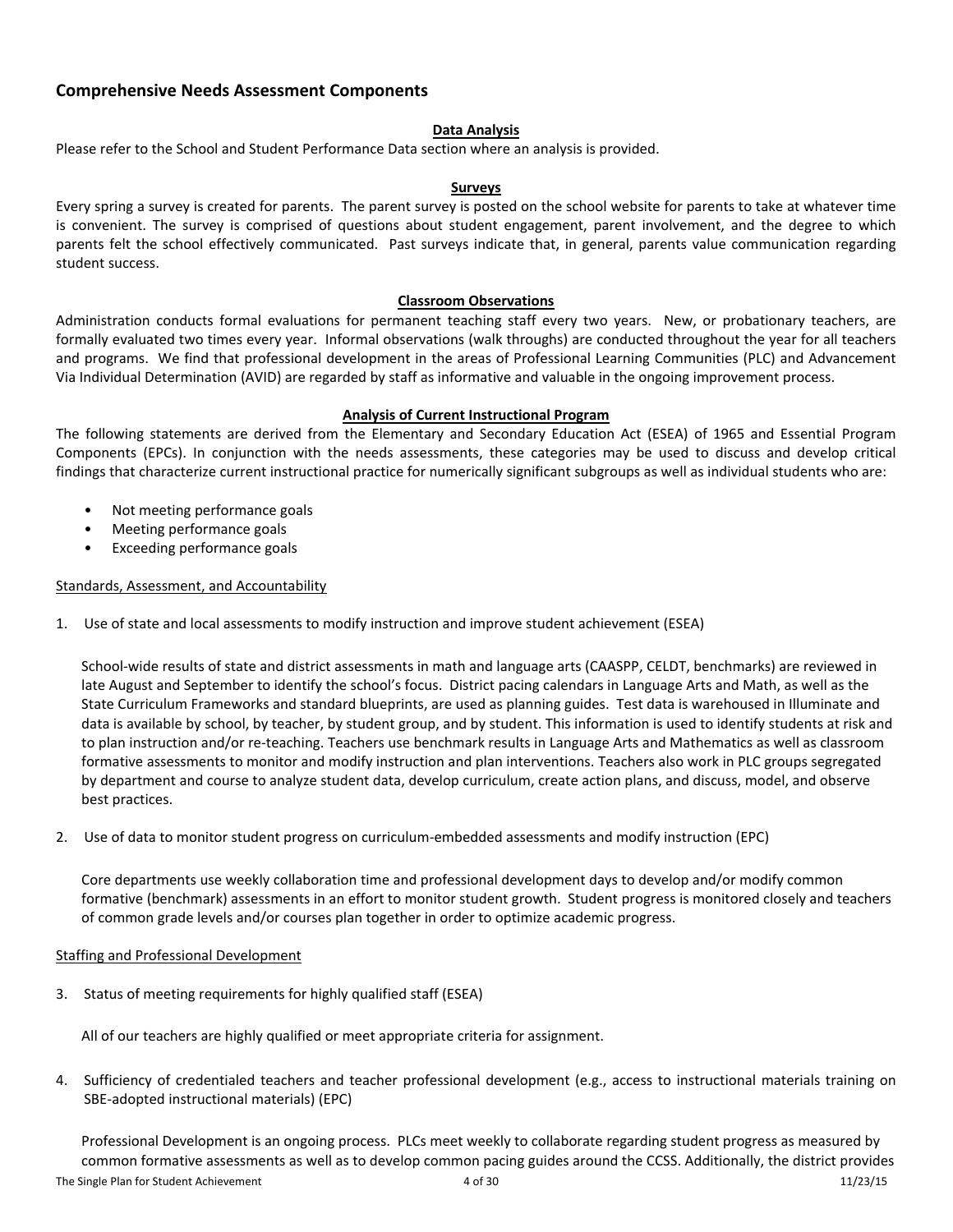## Comprehensive Needs Assessment Components

### Data Analysis

Please refer to the School and Student Performance Data section where an analysis is provided.

### Surveys

Every spring a survey is created for parents. The parent survey is posted on the school website for parents to take at whatever time is convenient. The survey is comprised of questions about student engagement, parent involvement, and the degree to which parents felt the school effectively communicated. Past surveys indicate that, in general, parents value communication regarding student success.

### Classroom Observations

Administration conducts formal evaluations for permanent teaching staff every two years. New, or probationary teachers, are formally evaluated two times every year. Informal observations (walk throughs) are conducted throughout the year for all teachers and programs. We find that professional development in the areas of Professional Learning Communities (PLC) and Advancement Via Individual Determination (AVID) are regarded by staff as informative and valuable in the ongoing improvement process.

### Analysis of Current Instructional Program

The following statements are derived from the Elementary and Secondary Education Act (ESEA) of 1965 and Essential Program Components (EPCs). In conjunction with the needs assessments, these categories may be used to discuss and develop critical findings that characterize current instructional practice for numerically significant subgroups as well as individual students who are:

- Not meeting performance goals
- Meeting performance goals
- Exceeding performance goals

Standards, Assessment, and Accountability

1. Use of state and local assessments to modify instruction and improve student achievement (ESEA)

   School-wide results of state and district assessments in math and language arts (CAASPP, CELDT, benchmarks) are reviewed in late August and September to identify the school's focus. District pacing calendars in Language Arts and Math, as well as the State Curriculum Frameworks and standard blueprints, are used as planning guides. Test data is warehoused in Illuminate and data is available by school, by teacher, by student group, and by student. This information is used to identify students at risk and to plan instruction and/or re-teaching. Teachers use benchmark results in Language Arts and Mathematics as well as classroom formative assessments to monitor and modify instruction and plan interventions. Teachers also work in PLC groups segregated by department and course to analyze student data, develop curriculum, create action plans, and discuss, model, and observe best practices.

2. Use of data to monitor student progress on curriculum-embedded assessments and modify instruction (EPC)

   Core departments use weekly collaboration time and professional development days to develop and/or modify common formative (benchmark) assessments in an effort to monitor student growth. Student progress is monitored closely and teachers of common grade levels and/or courses plan together in order to optimize academic progress.

Staffing and Professional Development

3. Status of meeting requirements for highly qualified staff (ESEA)

   All of our teachers are highly qualified or meet appropriate criteria for assignment.

4. Sufficiency of credentialed teachers and teacher professional development (e.g., access to instructional materials training on SBE-adopted instructional materials) (EPC)

   Professional Development is an ongoing process. PLCs meet weekly to collaborate regarding student progress as measured by common formative assessments as well as to develop common pacing guides around the CCSS. Additionally, the district provides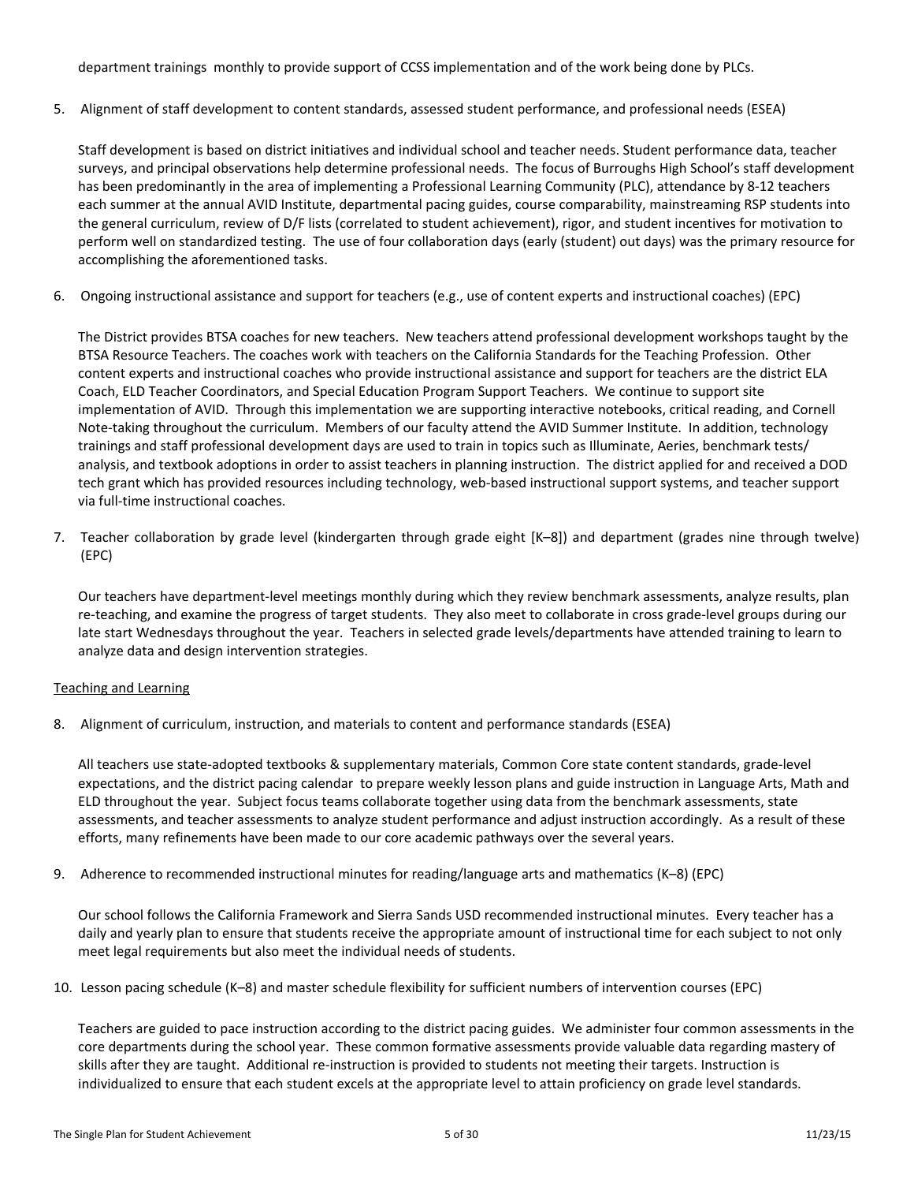department trainings monthly to provide support of CCSS implementation and of the work being done by PLCs.

5. Alignment of staff development to content standards, assessed student performance, and professional needs (ESEA)

   Staff development is based on district initiatives and individual school and teacher needs. Student performance data, teacher surveys, and principal observations help determine professional needs. The focus of Burroughs High School's staff development has been predominantly in the area of implementing a Professional Learning Community (PLC), attendance by 8-12 teachers each summer at the annual AVID Institute, departmental pacing guides, course comparability, mainstreaming RSP students into the general curriculum, review of D/F lists (correlated to student achievement), rigor, and student incentives for motivation to perform well on standardized testing. The use of four collaboration days (early (student) out days) was the primary resource for accomplishing the aforementioned tasks.

6. Ongoing instructional assistance and support for teachers (e.g., use of content experts and instructional coaches) (EPC)

   The District provides BTSA coaches for new teachers. New teachers attend professional development workshops taught by the BTSA Resource Teachers. The coaches work with teachers on the California Standards for the Teaching Profession. Other content experts and instructional coaches who provide instructional assistance and support for teachers are the district ELA Coach, ELD Teacher Coordinators, and Special Education Program Support Teachers. We continue to support site implementation of AVID. Through this implementation we are supporting interactive notebooks, critical reading, and Cornell Note-taking throughout the curriculum. Members of our faculty attend the AVID Summer Institute. In addition, technology trainings and staff professional development days are used to train in topics such as Illuminate, Aeries, benchmark tests/ analysis, and textbook adoptions in order to assist teachers in planning instruction. The district applied for and received a DOD tech grant which has provided resources including technology, web-based instructional support systems, and teacher support via full-time instructional coaches.

7. Teacher collaboration by grade level (kindergarten through grade eight [K–8]) and department (grades nine through twelve) (EPC)

   Our teachers have department-level meetings monthly during which they review benchmark assessments, analyze results, plan re-teaching, and examine the progress of target students. They also meet to collaborate in cross grade-level groups during our late start Wednesdays throughout the year. Teachers in selected grade levels/departments have attended training to learn to analyze data and design intervention strategies.

Teaching and Learning

8. Alignment of curriculum, instruction, and materials to content and performance standards (ESEA)

   All teachers use state-adopted textbooks & supplementary materials, Common Core state content standards, grade-level expectations, and the district pacing calendar to prepare weekly lesson plans and guide instruction in Language Arts, Math and ELD throughout the year. Subject focus teams collaborate together using data from the benchmark assessments, state assessments, and teacher assessments to analyze student performance and adjust instruction accordingly. As a result of these efforts, many refinements have been made to our core academic pathways over the several years.

9. Adherence to recommended instructional minutes for reading/language arts and mathematics (K–8) (EPC)

   Our school follows the California Framework and Sierra Sands USD recommended instructional minutes. Every teacher has a daily and yearly plan to ensure that students receive the appropriate amount of instructional time for each subject to not only meet legal requirements but also meet the individual needs of students.

10. Lesson pacing schedule (K–8) and master schedule flexibility for sufficient numbers of intervention courses (EPC)

    Teachers are guided to pace instruction according to the district pacing guides. We administer four common assessments in the core departments during the school year. These common formative assessments provide valuable data regarding mastery of skills after they are taught. Additional re-instruction is provided to students not meeting their targets. Instruction is individualized to ensure that each student excels at the appropriate level to attain proficiency on grade level standards.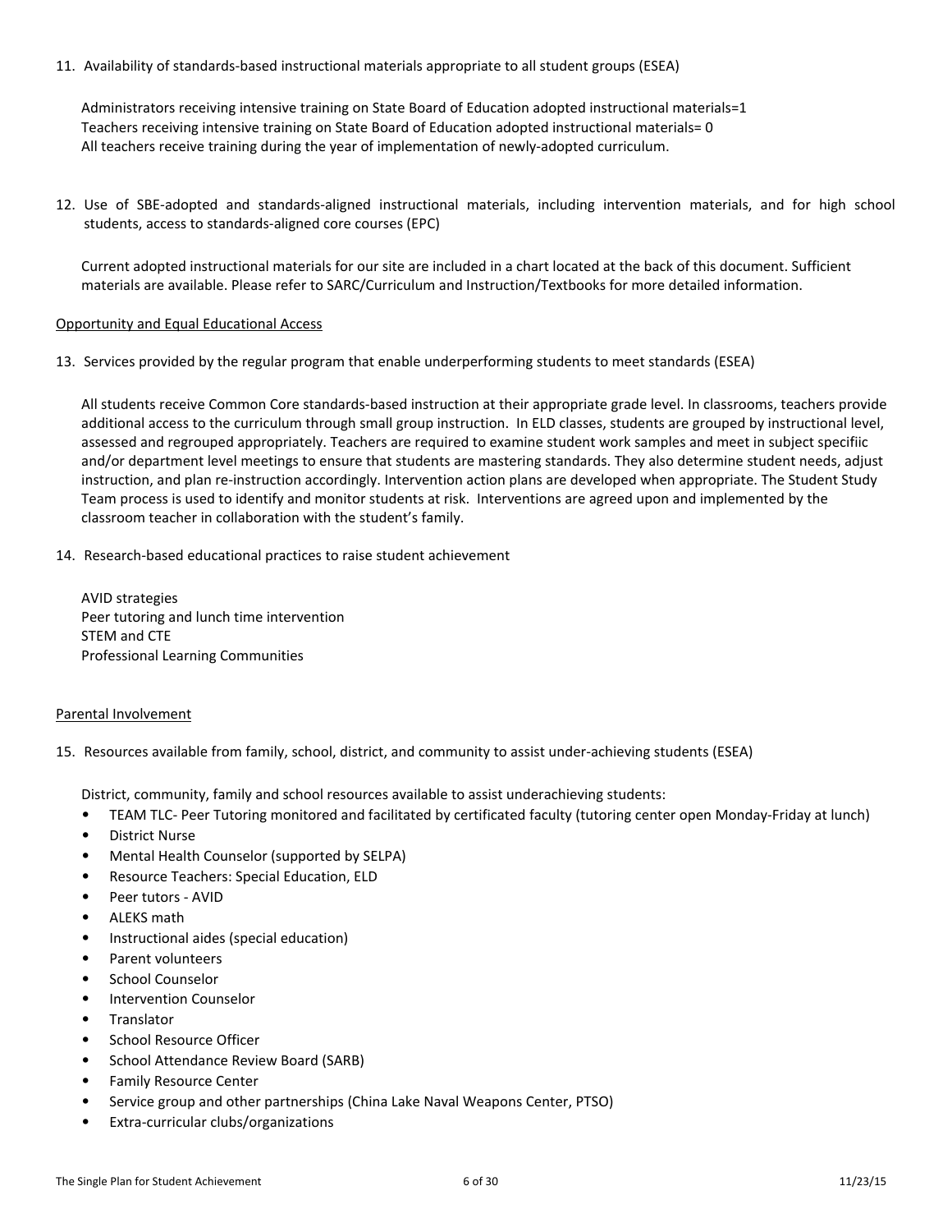11. Availability of standards-based instructional materials appropriate to all student groups (ESEA)

    Administrators receiving intensive training on State Board of Education adopted instructional materials=1
    Teachers receiving intensive training on State Board of Education adopted instructional materials= 0
    All teachers receive training during the year of implementation of newly-adopted curriculum.

12. Use of SBE-adopted and standards-aligned instructional materials, including intervention materials, and for high school students, access to standards-aligned core courses (EPC)

    Current adopted instructional materials for our site are included in a chart located at the back of this document. Sufficient materials are available. Please refer to SARC/Curriculum and Instruction/Textbooks for more detailed information.

<u>Opportunity and Equal Educational Access</u>

13. Services provided by the regular program that enable underperforming students to meet standards (ESEA)

    All students receive Common Core standards-based instruction at their appropriate grade level. In classrooms, teachers provide additional access to the curriculum through small group instruction. In ELD classes, students are grouped by instructional level, assessed and regrouped appropriately. Teachers are required to examine student work samples and meet in subject specifiic and/or department level meetings to ensure that students are mastering standards. They also determine student needs, adjust instruction, and plan re-instruction accordingly. Intervention action plans are developed when appropriate. The Student Study Team process is used to identify and monitor students at risk. Interventions are agreed upon and implemented by the classroom teacher in collaboration with the student's family.

14. Research-based educational practices to raise student achievement

    AVID strategies
    Peer tutoring and lunch time intervention
    STEM and CTE
    Professional Learning Communities

<u>Parental Involvement</u>

15. Resources available from family, school, district, and community to assist under-achieving students (ESEA)

    District, community, family and school resources available to assist underachieving students:
    - TEAM TLC- Peer Tutoring monitored and facilitated by certificated faculty (tutoring center open Monday-Friday at lunch)
    - District Nurse
    - Mental Health Counselor (supported by SELPA)
    - Resource Teachers: Special Education, ELD
    - Peer tutors - AVID
    - ALEKS math
    - Instructional aides (special education)
    - Parent volunteers
    - School Counselor
    - Intervention Counselor
    - Translator
    - School Resource Officer
    - School Attendance Review Board (SARB)
    - Family Resource Center
    - Service group and other partnerships (China Lake Naval Weapons Center, PTSO)
    - Extra-curricular clubs/organizations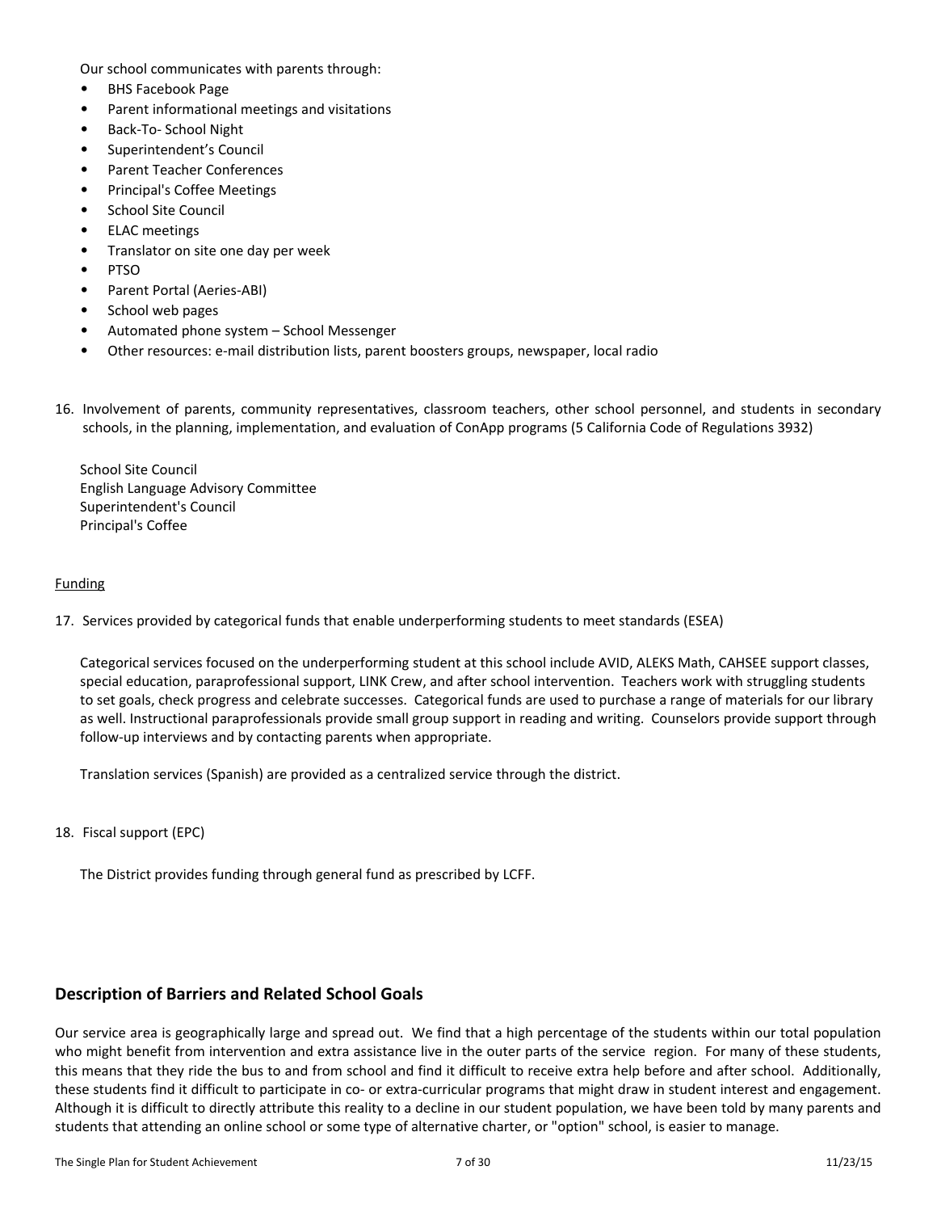Our school communicates with parents through:

- BHS Facebook Page
- Parent informational meetings and visitations
- Back-To- School Night
- Superintendent's Council
- Parent Teacher Conferences
- Principal's Coffee Meetings
- School Site Council
- ELAC meetings
- Translator on site one day per week
- PTSO
- Parent Portal (Aeries-ABI)
- School web pages
- Automated phone system – School Messenger
- Other resources: e-mail distribution lists, parent boosters groups, newspaper, local radio

16. Involvement of parents, community representatives, classroom teachers, other school personnel, and students in secondary schools, in the planning, implementation, and evaluation of ConApp programs (5 California Code of Regulations 3932)

School Site Council
English Language Advisory Committee
Superintendent's Council
Principal's Coffee

Funding

17. Services provided by categorical funds that enable underperforming students to meet standards (ESEA)

Categorical services focused on the underperforming student at this school include AVID, ALEKS Math, CAHSEE support classes, special education, paraprofessional support, LINK Crew, and after school intervention. Teachers work with struggling students to set goals, check progress and celebrate successes. Categorical funds are used to purchase a range of materials for our library as well. Instructional paraprofessionals provide small group support in reading and writing. Counselors provide support through follow-up interviews and by contacting parents when appropriate.

Translation services (Spanish) are provided as a centralized service through the district.

18. Fiscal support (EPC)

The District provides funding through general fund as prescribed by LCFF.

## Description of Barriers and Related School Goals

Our service area is geographically large and spread out. We find that a high percentage of the students within our total population who might benefit from intervention and extra assistance live in the outer parts of the service region. For many of these students, this means that they ride the bus to and from school and find it difficult to receive extra help before and after school. Additionally, these students find it difficult to participate in co- or extra-curricular programs that might draw in student interest and engagement. Although it is difficult to directly attribute this reality to a decline in our student population, we have been told by many parents and students that attending an online school or some type of alternative charter, or "option" school, is easier to manage.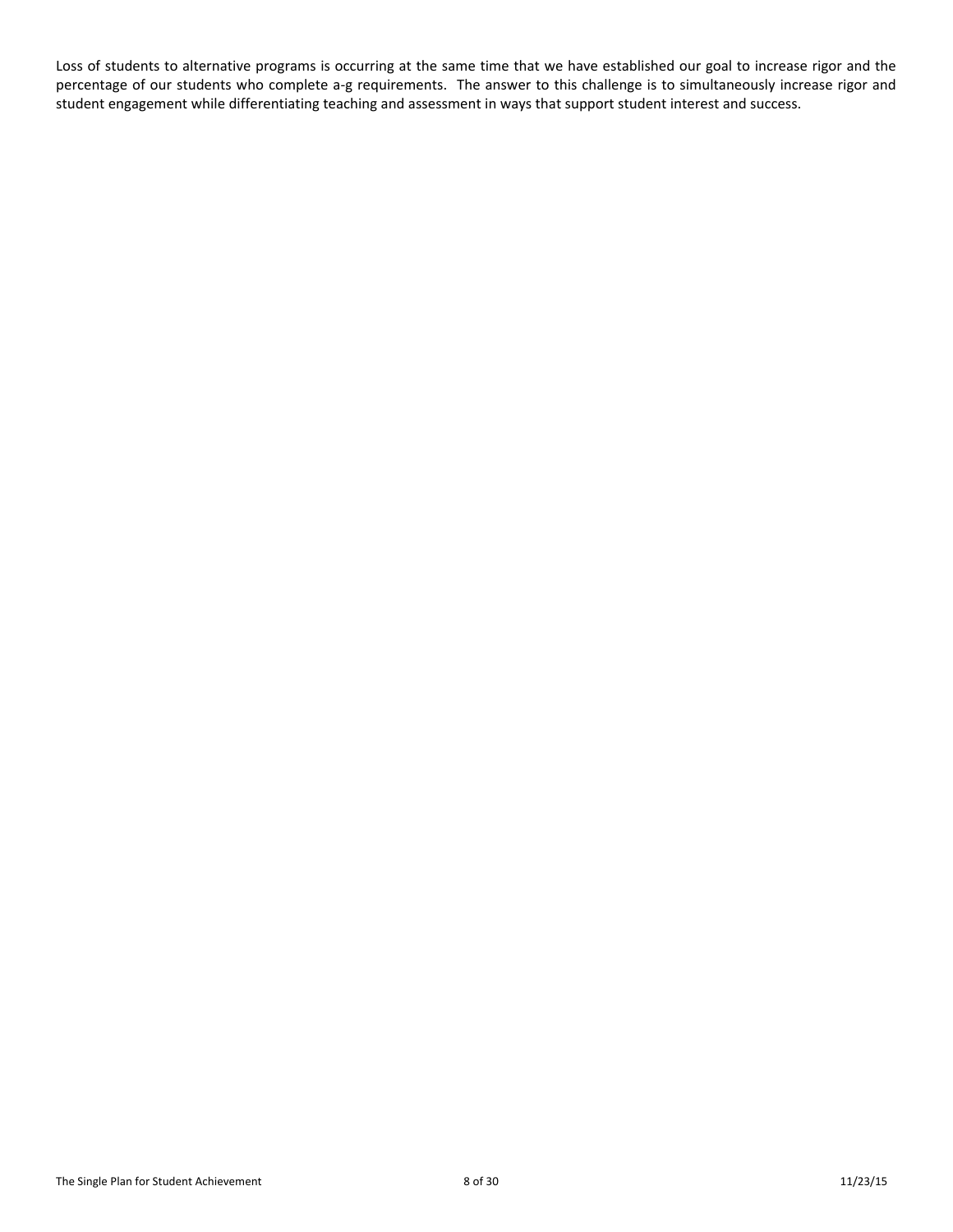Loss of students to alternative programs is occurring at the same time that we have established our goal to increase rigor and the percentage of our students who complete a-g requirements. The answer to this challenge is to simultaneously increase rigor and student engagement while differentiating teaching and assessment in ways that support student interest and success.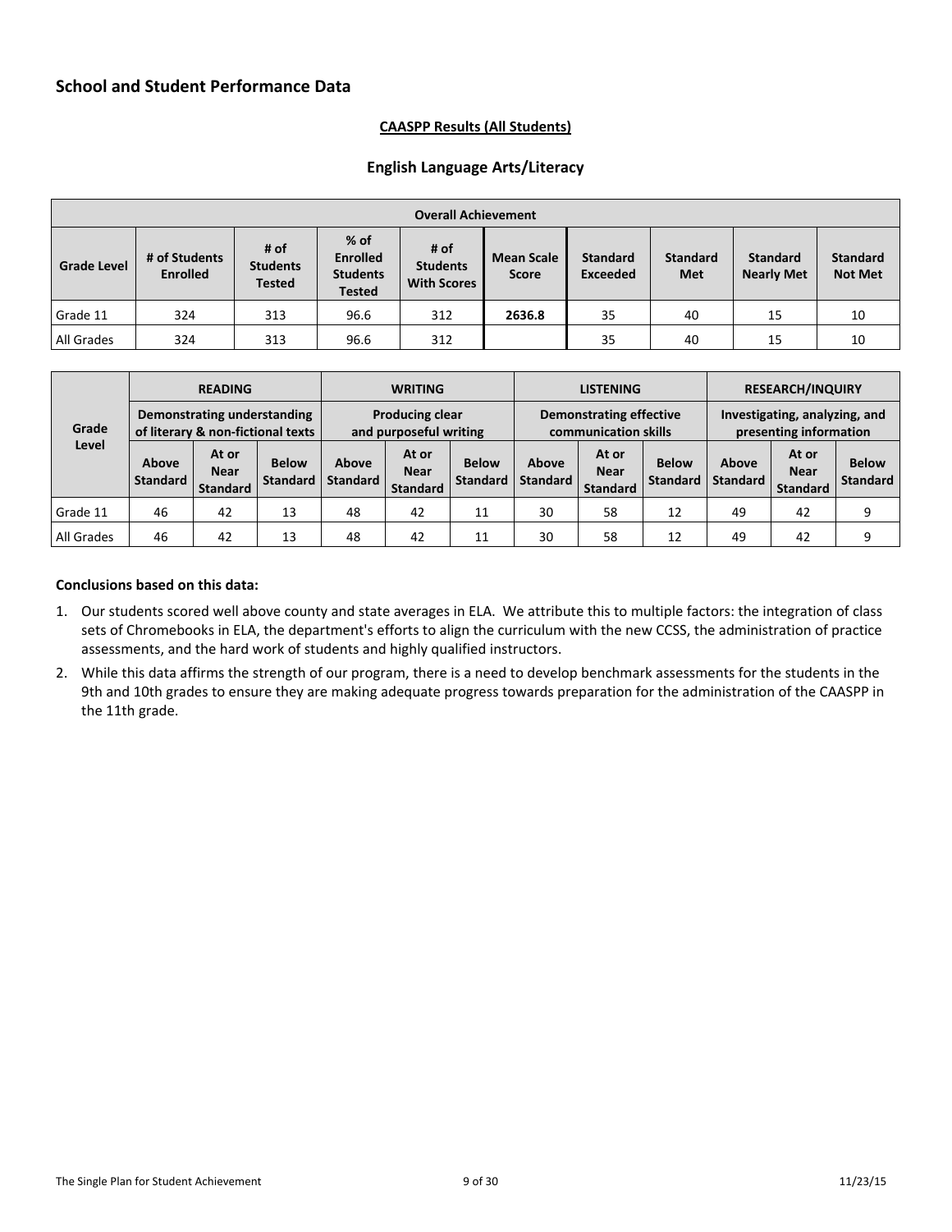## School and Student Performance Data

**CAASPP Results (All Students)**

### English Language Arts/Literacy

| Overall Achievement | | | | | | | | | |
|---|---|---|---|---|---|---|---|---|---|
| **Grade Level** | **# of Students Enrolled** | **# of Students Tested** | **% of Enrolled Students Tested** | **# of Students With Scores** | **Mean Scale Score** | **Standard Exceeded** | **Standard Met** | **Standard Nearly Met** | **Standard Not Met** |
| Grade 11 | 324 | 313 | 96.6 | 312 | **2636.8** | 35 | 40 | 15 | 10 |
| All Grades | 324 | 313 | 96.6 | 312 | | 35 | 40 | 15 | 10 |

| Grade Level | READING Demonstrating understanding of literary & non-fictional texts | | | WRITING Producing clear and purposeful writing | | | LISTENING Demonstrating effective communication skills | | | RESEARCH/INQUIRY Investigating, analyzing, and presenting information | | |
|---|---|---|---|---|---|---|---|---|---|---|---|---|
| | **Above Standard** | **At or Near Standard** | **Below Standard** | **Above Standard** | **At or Near Standard** | **Below Standard** | **Above Standard** | **At or Near Standard** | **Below Standard** | **Above Standard** | **At or Near Standard** | **Below Standard** |
| Grade 11 | 46 | 42 | 13 | 48 | 42 | 11 | 30 | 58 | 12 | 49 | 42 | 9 |
| All Grades | 46 | 42 | 13 | 48 | 42 | 11 | 30 | 58 | 12 | 49 | 42 | 9 |

**Conclusions based on this data:**

1. Our students scored well above county and state averages in ELA. We attribute this to multiple factors: the integration of class sets of Chromebooks in ELA, the department's efforts to align the curriculum with the new CCSS, the administration of practice assessments, and the hard work of students and highly qualified instructors.
2. While this data affirms the strength of our program, there is a need to develop benchmark assessments for the students in the 9th and 10th grades to ensure they are making adequate progress towards preparation for the administration of the CAASPP in the 11th grade.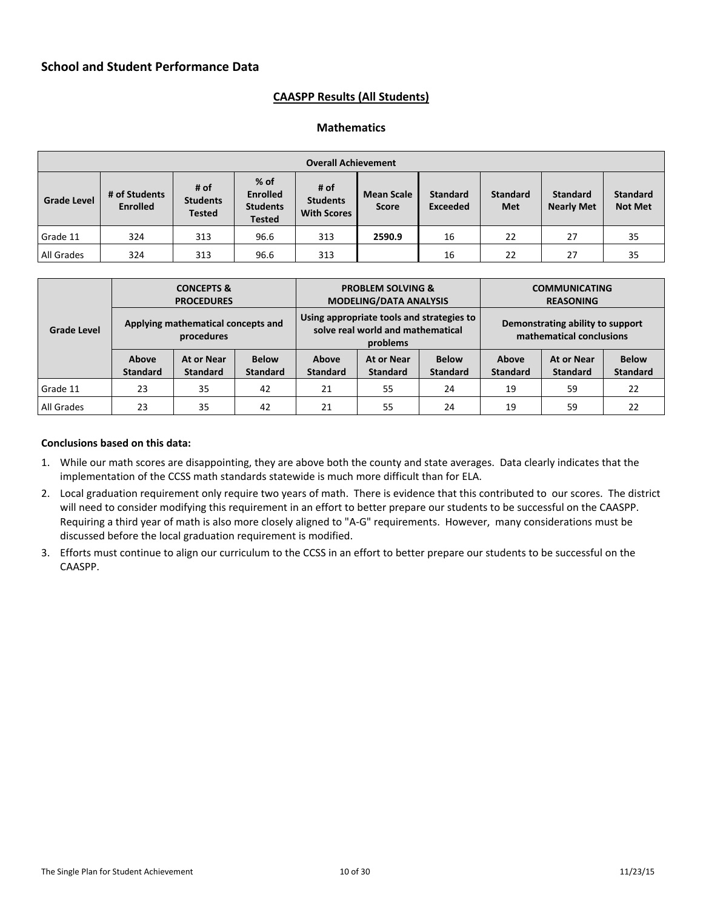## School and Student Performance Data

### CAASPP Results (All Students)

### Mathematics

| Overall Achievement | | | | | | | | | |
|---|---|---|---|---|---|---|---|---|---|
| **Grade Level** | **# of Students Enrolled** | **# of Students Tested** | **% of Enrolled Students Tested** | **# of Students With Scores** | **Mean Scale Score** | **Standard Exceeded** | **Standard Met** | **Standard Nearly Met** | **Standard Not Met** |
| Grade 11 | 324 | 313 | 96.6 | 313 | **2590.9** | 16 | 22 | 27 | 35 |
| All Grades | 324 | 313 | 96.6 | 313 | | 16 | 22 | 27 | 35 |

| Grade Level | CONCEPTS & PROCEDURES<br>Applying mathematical concepts and procedures | | | PROBLEM SOLVING & MODELING/DATA ANALYSIS<br>Using appropriate tools and strategies to solve real world and mathematical problems | | | COMMUNICATING REASONING<br>Demonstrating ability to support mathematical conclusions | | |
|---|---|---|---|---|---|---|---|---|---|
| | **Above Standard** | **At or Near Standard** | **Below Standard** | **Above Standard** | **At or Near Standard** | **Below Standard** | **Above Standard** | **At or Near Standard** | **Below Standard** |
| Grade 11 | 23 | 35 | 42 | 21 | 55 | 24 | 19 | 59 | 22 |
| All Grades | 23 | 35 | 42 | 21 | 55 | 24 | 19 | 59 | 22 |

**Conclusions based on this data:**

1. While our math scores are disappointing, they are above both the county and state averages. Data clearly indicates that the implementation of the CCSS math standards statewide is much more difficult than for ELA.
2. Local graduation requirement only require two years of math. There is evidence that this contributed to our scores. The district will need to consider modifying this requirement in an effort to better prepare our students to be successful on the CAASPP. Requiring a third year of math is also more closely aligned to "A-G" requirements. However, many considerations must be discussed before the local graduation requirement is modified.
3. Efforts must continue to align our curriculum to the CCSS in an effort to better prepare our students to be successful on the CAASPP.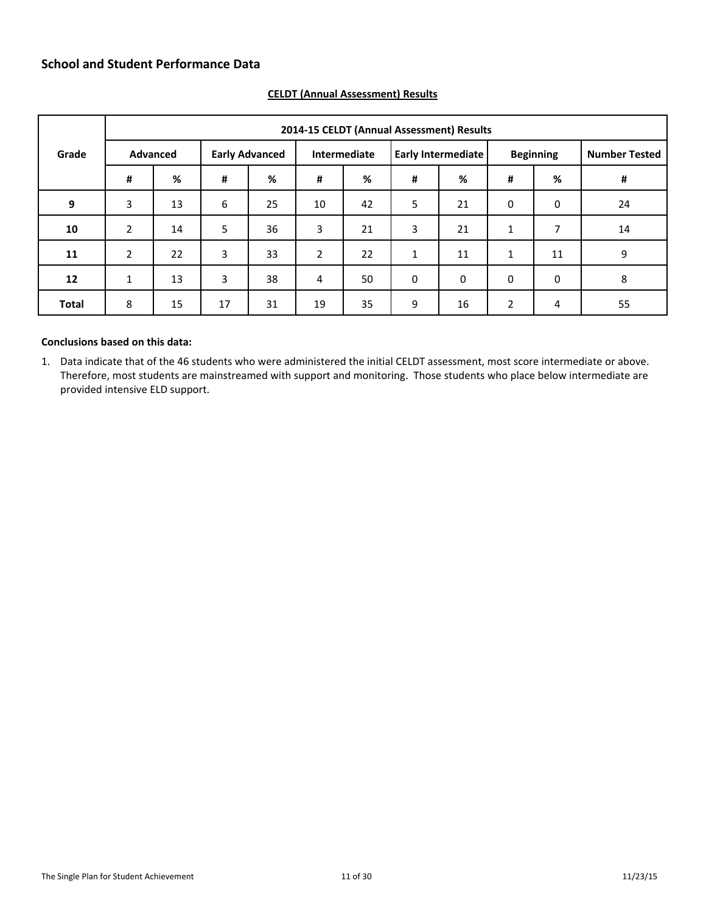## School and Student Performance Data

**CELDT (Annual Assessment) Results**

| Grade | 2014-15 CELDT (Annual Assessment) Results | | | | | | | | | | |
|---|---|---|---|---|---|---|---|---|---|---|---|
| | Advanced | | Early Advanced | | Intermediate | | Early Intermediate | | Beginning | | Number Tested |
| | # | % | # | % | # | % | # | % | # | % | # |
| **9** | 3 | 13 | 6 | 25 | 10 | 42 | 5 | 21 | 0 | 0 | 24 |
| **10** | 2 | 14 | 5 | 36 | 3 | 21 | 3 | 21 | 1 | 7 | 14 |
| **11** | 2 | 22 | 3 | 33 | 2 | 22 | 1 | 11 | 1 | 11 | 9 |
| **12** | 1 | 13 | 3 | 38 | 4 | 50 | 0 | 0 | 0 | 0 | 8 |
| **Total** | 8 | 15 | 17 | 31 | 19 | 35 | 9 | 16 | 2 | 4 | 55 |

**Conclusions based on this data:**

1. Data indicate that of the 46 students who were administered the initial CELDT assessment, most score intermediate or above. Therefore, most students are mainstreamed with support and monitoring. Those students who place below intermediate are provided intensive ELD support.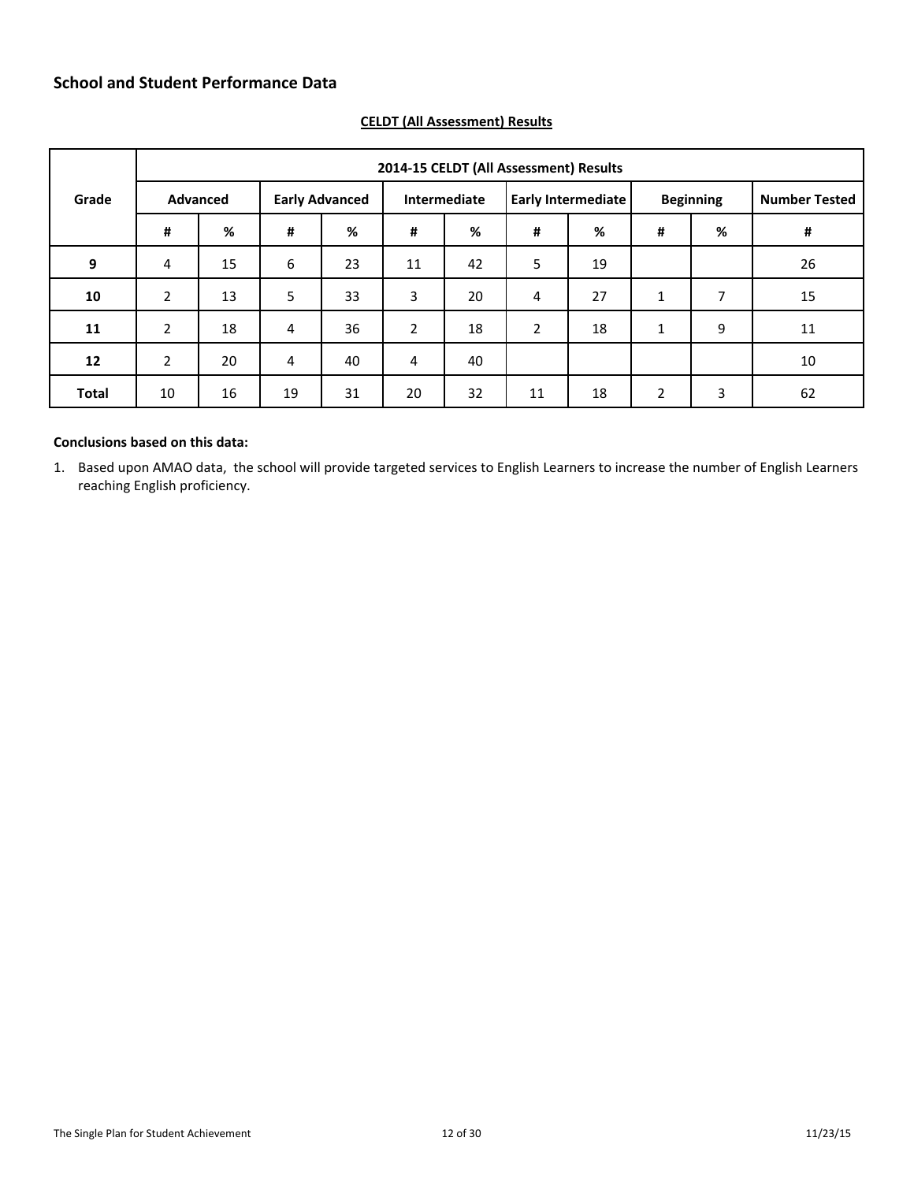## School and Student Performance Data

**CELDT (All Assessment) Results**

| Grade | 2014-15 CELDT (All Assessment) Results | | | | | | | | | | |
|---|---|---|---|---|---|---|---|---|---|---|---|
| | Advanced | | Early Advanced | | Intermediate | | Early Intermediate | | Beginning | | Number Tested |
| | # | % | # | % | # | % | # | % | # | % | # |
| **9** | 4 | 15 | 6 | 23 | 11 | 42 | 5 | 19 | | | 26 |
| **10** | 2 | 13 | 5 | 33 | 3 | 20 | 4 | 27 | 1 | 7 | 15 |
| **11** | 2 | 18 | 4 | 36 | 2 | 18 | 2 | 18 | 1 | 9 | 11 |
| **12** | 2 | 20 | 4 | 40 | 4 | 40 | | | | | 10 |
| **Total** | 10 | 16 | 19 | 31 | 20 | 32 | 11 | 18 | 2 | 3 | 62 |

**Conclusions based on this data:**

1. Based upon AMAO data, the school will provide targeted services to English Learners to increase the number of English Learners reaching English proficiency.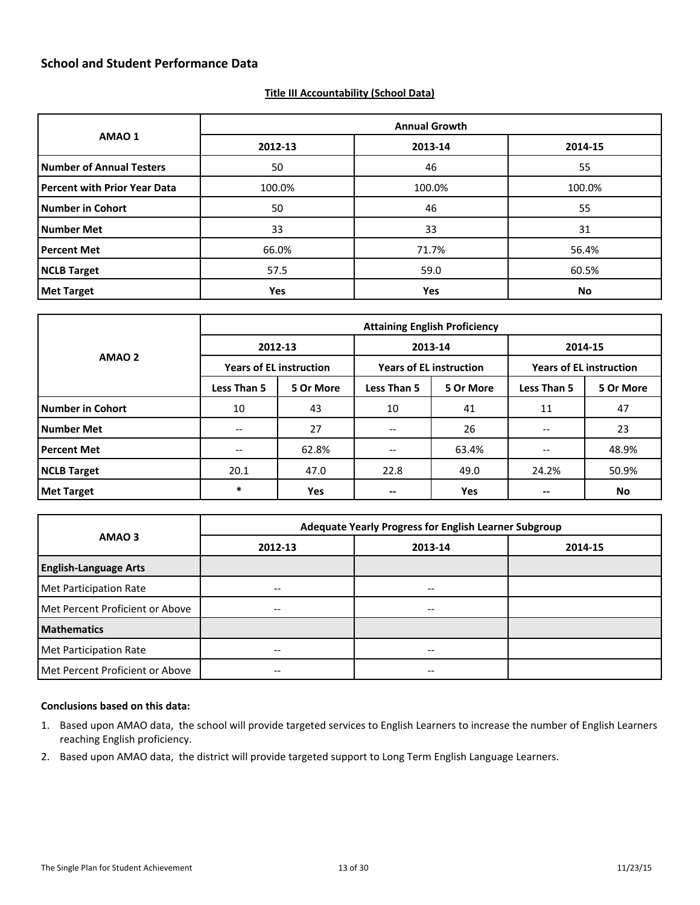## School and Student Performance Data

**Title III Accountability (School Data)**

| AMAO 1 | Annual Growth | | |
|---|---|---|---|
| | 2012-13 | 2013-14 | 2014-15 |
| **Number of Annual Testers** | 50 | 46 | 55 |
| **Percent with Prior Year Data** | 100.0% | 100.0% | 100.0% |
| **Number in Cohort** | 50 | 46 | 55 |
| **Number Met** | 33 | 33 | 31 |
| **Percent Met** | 66.0% | 71.7% | 56.4% |
| **NCLB Target** | 57.5 | 59.0 | 60.5% |
| **Met Target** | **Yes** | **Yes** | **No** |

| AMAO 2 | Attaining English Proficiency | | | | | |
|---|---|---|---|---|---|---|
| | 2012-13 | | 2013-14 | | 2014-15 | |
| | Years of EL instruction | | Years of EL instruction | | Years of EL instruction | |
| | Less Than 5 | 5 Or More | Less Than 5 | 5 Or More | Less Than 5 | 5 Or More |
| **Number in Cohort** | 10 | 43 | 10 | 41 | 11 | 47 |
| **Number Met** | -- | 27 | -- | 26 | -- | 23 |
| **Percent Met** | -- | 62.8% | -- | 63.4% | -- | 48.9% |
| **NCLB Target** | 20.1 | 47.0 | 22.8 | 49.0 | 24.2% | 50.9% |
| **Met Target** | * | **Yes** | -- | **Yes** | -- | **No** |

| AMAO 3 | Adequate Yearly Progress for English Learner Subgroup | | |
|---|---|---|---|
| | 2012-13 | 2013-14 | 2014-15 |
| **English-Language Arts** | | | |
| Met Participation Rate | -- | -- | |
| Met Percent Proficient or Above | -- | -- | |
| **Mathematics** | | | |
| Met Participation Rate | -- | -- | |
| Met Percent Proficient or Above | -- | -- | |

**Conclusions based on this data:**

1. Based upon AMAO data, the school will provide targeted services to English Learners to increase the number of English Learners reaching English proficiency.
2. Based upon AMAO data, the district will provide targeted support to Long Term English Language Learners.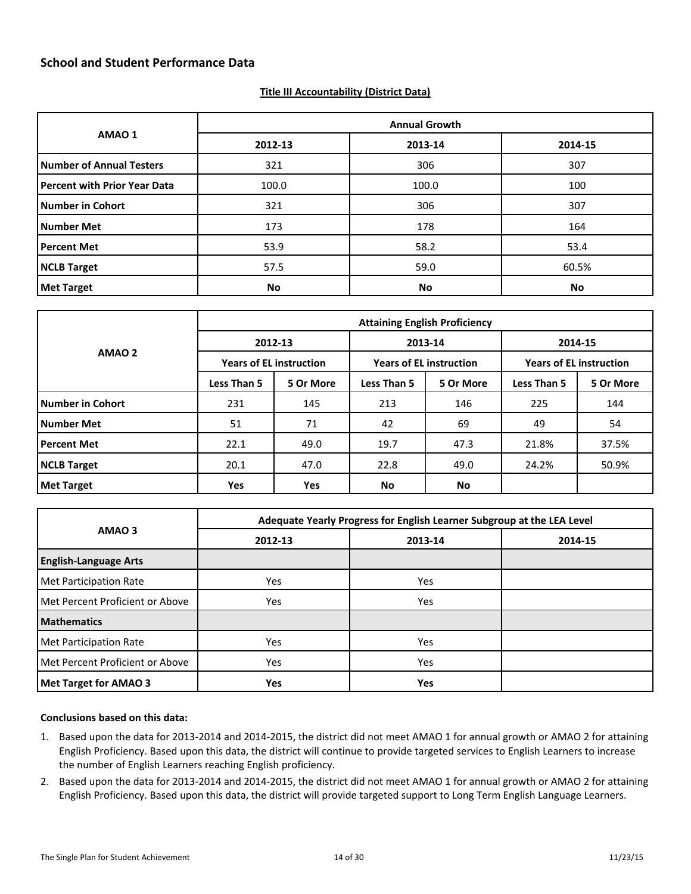## School and Student Performance Data

**Title III Accountability (District Data)**

| AMAO 1 | Annual Growth | | |
|---|---|---|---|
| | 2012-13 | 2013-14 | 2014-15 |
| **Number of Annual Testers** | 321 | 306 | 307 |
| **Percent with Prior Year Data** | 100.0 | 100.0 | 100 |
| **Number in Cohort** | 321 | 306 | 307 |
| **Number Met** | 173 | 178 | 164 |
| **Percent Met** | 53.9 | 58.2 | 53.4 |
| **NCLB Target** | 57.5 | 59.0 | 60.5% |
| **Met Target** | **No** | **No** | **No** |

| AMAO 2 | Attaining English Proficiency | | | | | |
|---|---|---|---|---|---|---|
| | 2012-13 | | 2013-14 | | 2014-15 | |
| | Years of EL instruction | | Years of EL instruction | | Years of EL instruction | |
| | Less Than 5 | 5 Or More | Less Than 5 | 5 Or More | Less Than 5 | 5 Or More |
| **Number in Cohort** | 231 | 145 | 213 | 146 | 225 | 144 |
| **Number Met** | 51 | 71 | 42 | 69 | 49 | 54 |
| **Percent Met** | 22.1 | 49.0 | 19.7 | 47.3 | 21.8% | 37.5% |
| **NCLB Target** | 20.1 | 47.0 | 22.8 | 49.0 | 24.2% | 50.9% |
| **Met Target** | **Yes** | **Yes** | **No** | **No** | | |

| AMAO 3 | Adequate Yearly Progress for English Learner Subgroup at the LEA Level | | |
|---|---|---|---|
| | 2012-13 | 2013-14 | 2014-15 |
| **English-Language Arts** | | | |
| Met Participation Rate | Yes | Yes | |
| Met Percent Proficient or Above | Yes | Yes | |
| **Mathematics** | | | |
| Met Participation Rate | Yes | Yes | |
| Met Percent Proficient or Above | Yes | Yes | |
| **Met Target for AMAO 3** | **Yes** | **Yes** | |

**Conclusions based on this data:**

1. Based upon the data for 2013-2014 and 2014-2015, the district did not meet AMAO 1 for annual growth or AMAO 2 for attaining English Proficiency. Based upon this data, the district will continue to provide targeted services to English Learners to increase the number of English Learners reaching English proficiency.
2. Based upon the data for 2013-2014 and 2014-2015, the district did not meet AMAO 1 for annual growth or AMAO 2 for attaining English Proficiency. Based upon this data, the district will provide targeted support to Long Term English Language Learners.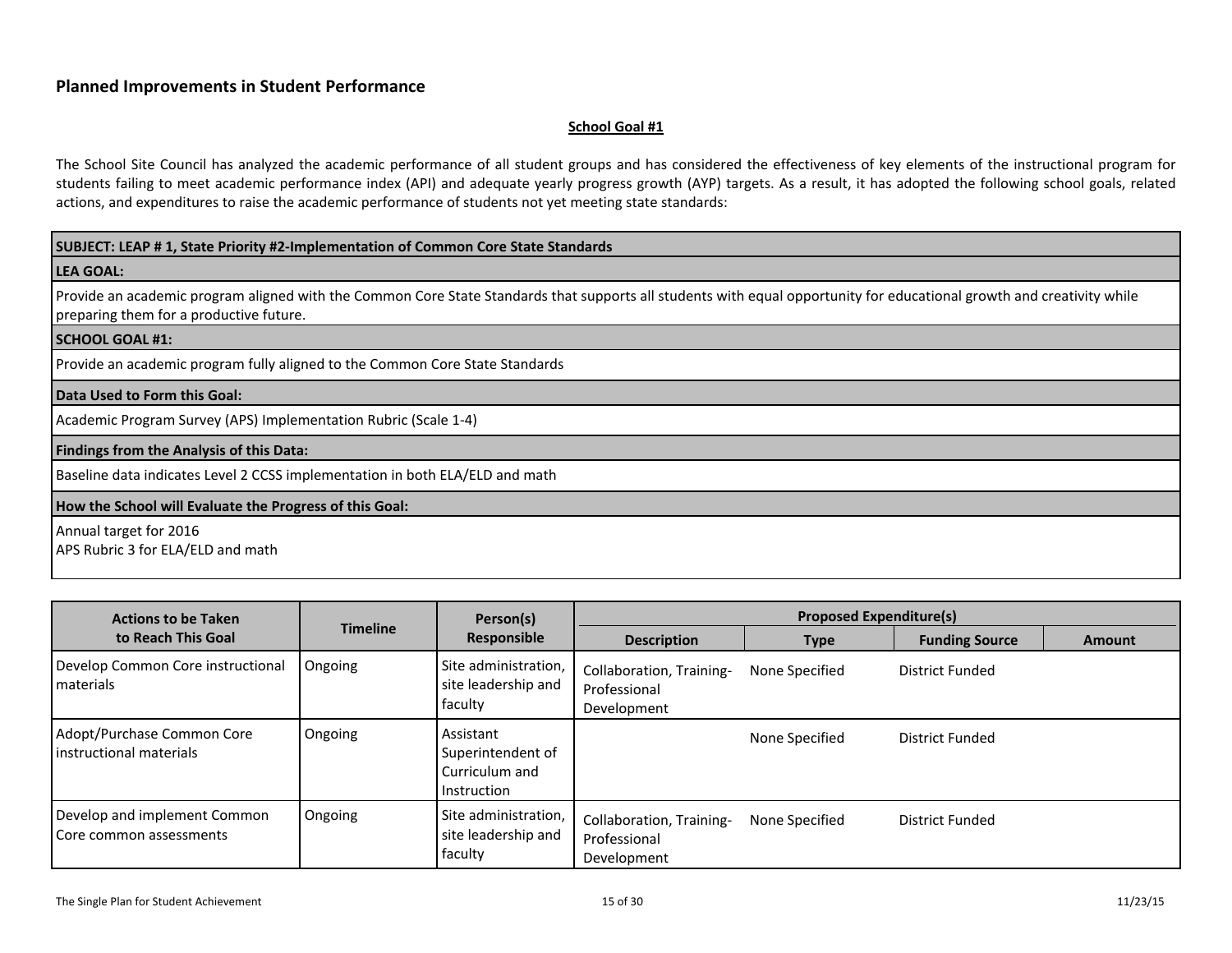## Planned Improvements in Student Performance

**School Goal #1**

The School Site Council has analyzed the academic performance of all student groups and has considered the effectiveness of key elements of the instructional program for students failing to meet academic performance index (API) and adequate yearly progress growth (AYP) targets. As a result, it has adopted the following school goals, related actions, and expenditures to raise the academic performance of students not yet meeting state standards:

| SUBJECT: LEAP # 1, State Priority #2-Implementation of Common Core State Standards |
|---|
| **LEA GOAL:** |
| Provide an academic program aligned with the Common Core State Standards that supports all students with equal opportunity for educational growth and creativity while preparing them for a productive future. |
| **SCHOOL GOAL #1:** |
| Provide an academic program fully aligned to the Common Core State Standards |
| **Data Used to Form this Goal:** |
| Academic Program Survey (APS) Implementation Rubric (Scale 1-4) |
| **Findings from the Analysis of this Data:** |
| Baseline data indicates Level 2 CCSS implementation in both ELA/ELD and math |
| **How the School will Evaluate the Progress of this Goal:** |
| Annual target for 2016<br>APS Rubric 3 for ELA/ELD and math |

| Actions to be Taken to Reach This Goal | Timeline | Person(s) Responsible | Proposed Expenditure(s) | | | |
|---|---|---|---|---|---|---|
| | | | **Description** | **Type** | **Funding Source** | **Amount** |
| Develop Common Core instructional materials | Ongoing | Site administration, site leadership and faculty | Collaboration, Training-Professional Development | None Specified | District Funded | |
| Adopt/Purchase Common Core instructional materials | Ongoing | Assistant Superintendent of Curriculum and Instruction | | None Specified | District Funded | |
| Develop and implement Common Core common assessments | Ongoing | Site administration, site leadership and faculty | Collaboration, Training-Professional Development | None Specified | District Funded | |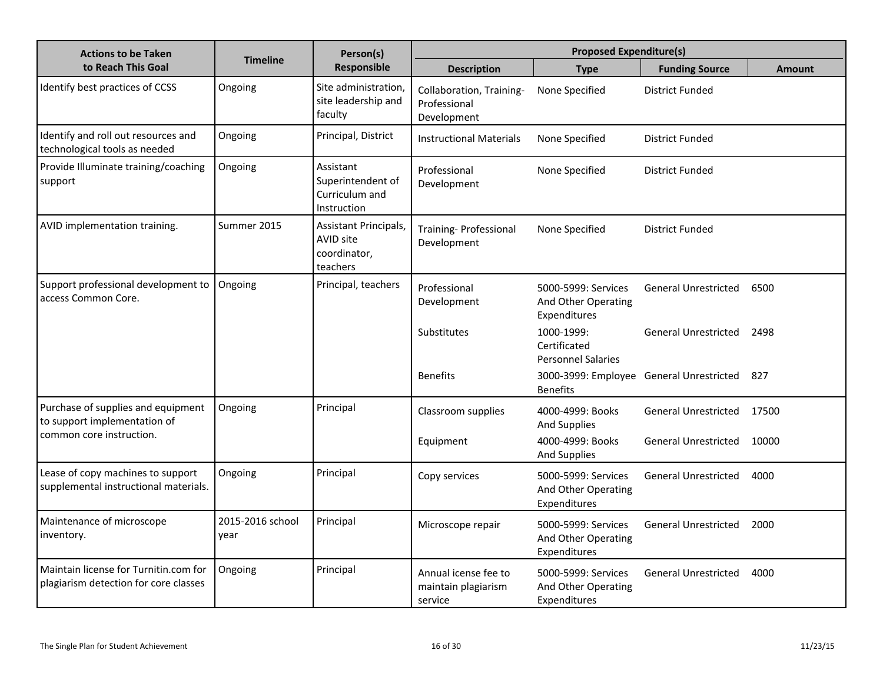| Actions to be Taken to Reach This Goal | Timeline | Person(s) Responsible | Proposed Expenditure(s) | | | |
|---|---|---|---|---|---|---|
| | | | **Description** | **Type** | **Funding Source** | **Amount** |
| Identify best practices of CCSS | Ongoing | Site administration, site leadership and faculty | Collaboration, Training-Professional Development | None Specified | District Funded | |
| Identify and roll out resources and technological tools as needed | Ongoing | Principal, District | Instructional Materials | None Specified | District Funded | |
| Provide Illuminate training/coaching support | Ongoing | Assistant Superintendent of Curriculum and Instruction | Professional Development | None Specified | District Funded | |
| AVID implementation training. | Summer 2015 | Assistant Principals, AVID site coordinator, teachers | Training- Professional Development | None Specified | District Funded | |
| Support professional development to access Common Core. | Ongoing | Principal, teachers | Professional Development | 5000-5999: Services And Other Operating Expenditures | General Unrestricted | 6500 |
| | | | Substitutes | 1000-1999: Certificated Personnel Salaries | General Unrestricted | 2498 |
| | | | Benefits | 3000-3999: Employee Benefits | General Unrestricted | 827 |
| Purchase of supplies and equipment to support implementation of common core instruction. | Ongoing | Principal | Classroom supplies | 4000-4999: Books And Supplies | General Unrestricted | 17500 |
| | | | Equipment | 4000-4999: Books And Supplies | General Unrestricted | 10000 |
| Lease of copy machines to support supplemental instructional materials. | Ongoing | Principal | Copy services | 5000-5999: Services And Other Operating Expenditures | General Unrestricted | 4000 |
| Maintenance of microscope inventory. | 2015-2016 school year | Principal | Microscope repair | 5000-5999: Services And Other Operating Expenditures | General Unrestricted | 2000 |
| Maintain license for Turnitin.com for plagiarism detection for core classes | Ongoing | Principal | Annual icense fee to maintain plagiarism service | 5000-5999: Services And Other Operating Expenditures | General Unrestricted | 4000 |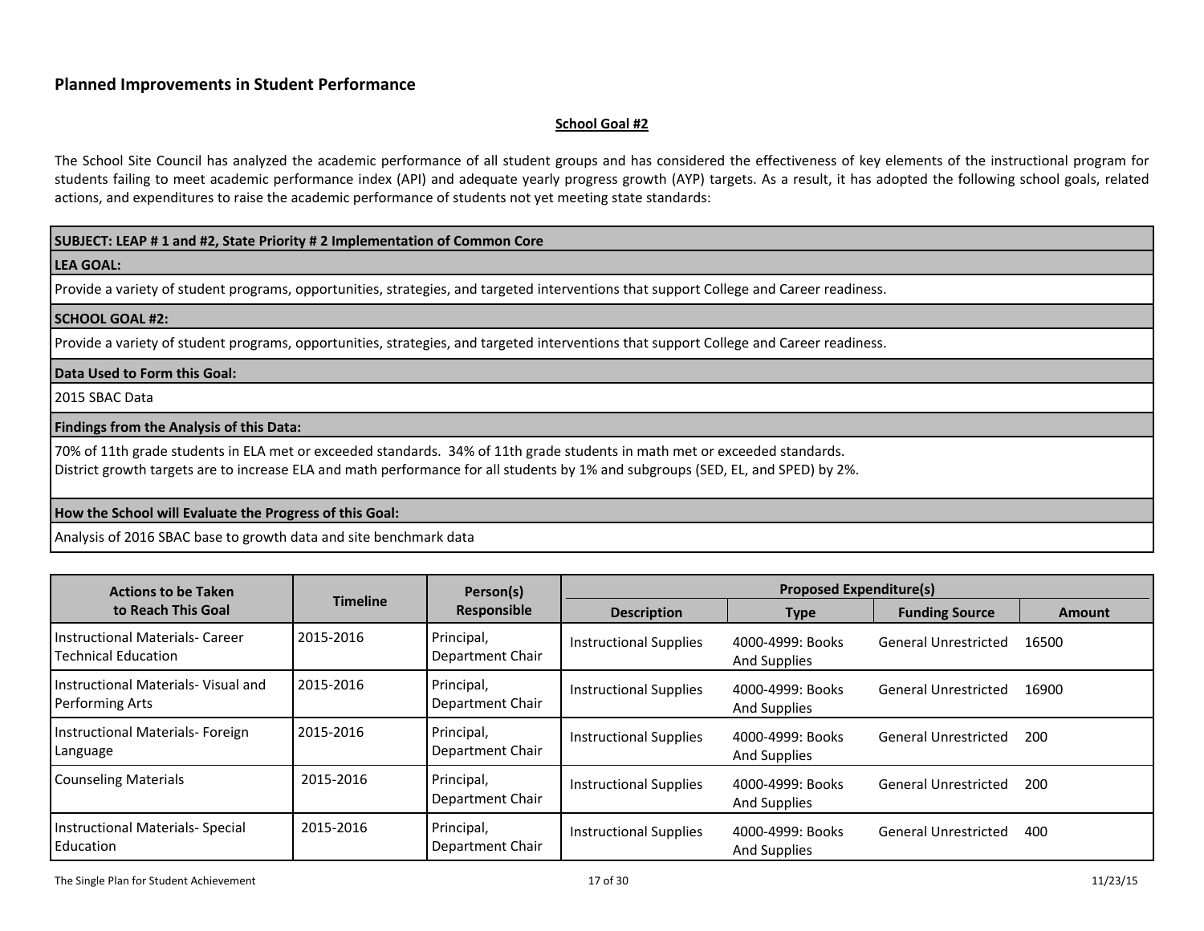## Planned Improvements in Student Performance

**School Goal #2**

The School Site Council has analyzed the academic performance of all student groups and has considered the effectiveness of key elements of the instructional program for students failing to meet academic performance index (API) and adequate yearly progress growth (AYP) targets. As a result, it has adopted the following school goals, related actions, and expenditures to raise the academic performance of students not yet meeting state standards:

| **SUBJECT: LEAP # 1 and #2, State Priority # 2 Implementation of Common Core** |
|---|
| **LEA GOAL:** |
| Provide a variety of student programs, opportunities, strategies, and targeted interventions that support College and Career readiness. |
| **SCHOOL GOAL #2:** |
| Provide a variety of student programs, opportunities, strategies, and targeted interventions that support College and Career readiness. |
| **Data Used to Form this Goal:** |
| 2015 SBAC Data |
| **Findings from the Analysis of this Data:** |
| 70% of 11th grade students in ELA met or exceeded standards. 34% of 11th grade students in math met or exceeded standards.<br>District growth targets are to increase ELA and math performance for all students by 1% and subgroups (SED, EL, and SPED) by 2%. |
| **How the School will Evaluate the Progress of this Goal:** |
| Analysis of 2016 SBAC base to growth data and site benchmark data |

| Actions to be Taken to Reach This Goal | Timeline | Person(s) Responsible | Proposed Expenditure(s) | | | |
|---|---|---|---|---|---|---|
| | | | Description | Type | Funding Source | Amount |
| Instructional Materials- Career Technical Education | 2015-2016 | Principal, Department Chair | Instructional Supplies | 4000-4999: Books And Supplies | General Unrestricted | 16500 |
| Instructional Materials- Visual and Performing Arts | 2015-2016 | Principal, Department Chair | Instructional Supplies | 4000-4999: Books And Supplies | General Unrestricted | 16900 |
| Instructional Materials- Foreign Language | 2015-2016 | Principal, Department Chair | Instructional Supplies | 4000-4999: Books And Supplies | General Unrestricted | 200 |
| Counseling Materials | 2015-2016 | Principal, Department Chair | Instructional Supplies | 4000-4999: Books And Supplies | General Unrestricted | 200 |
| Instructional Materials- Special Education | 2015-2016 | Principal, Department Chair | Instructional Supplies | 4000-4999: Books And Supplies | General Unrestricted | 400 |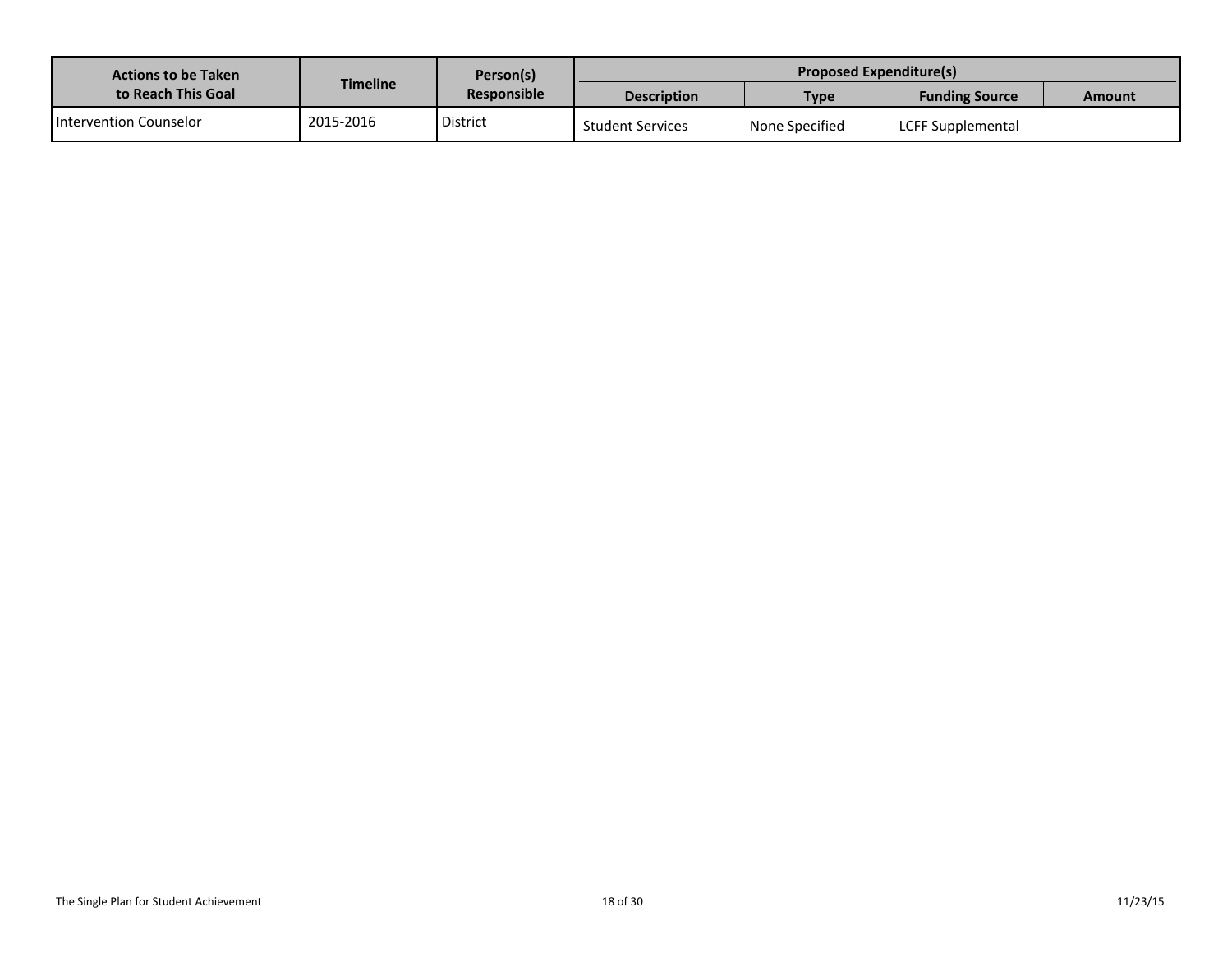| Actions to be Taken to Reach This Goal | Timeline | Person(s) Responsible | Proposed Expenditure(s) | | | |
|---|---|---|---|---|---|---|
| | | | Description | Type | Funding Source | Amount |
| Intervention Counselor | 2015-2016 | District | Student Services | None Specified | LCFF Supplemental | |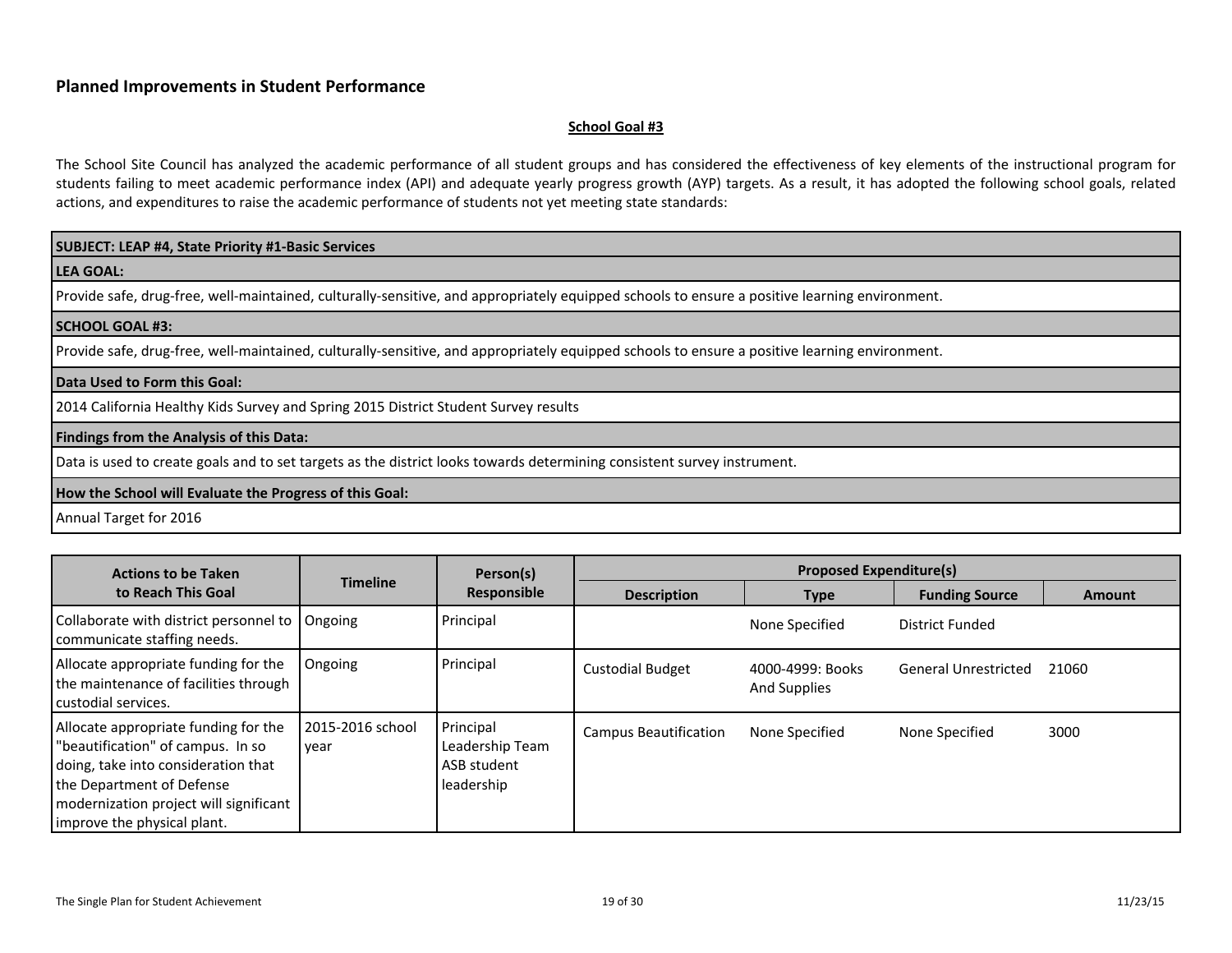## Planned Improvements in Student Performance

**School Goal #3**

The School Site Council has analyzed the academic performance of all student groups and has considered the effectiveness of key elements of the instructional program for students failing to meet academic performance index (API) and adequate yearly progress growth (AYP) targets. As a result, it has adopted the following school goals, related actions, and expenditures to raise the academic performance of students not yet meeting state standards:

| **SUBJECT: LEAP #4, State Priority #1-Basic Services** |
|---|
| **LEA GOAL:** |
| Provide safe, drug-free, well-maintained, culturally-sensitive, and appropriately equipped schools to ensure a positive learning environment. |
| **SCHOOL GOAL #3:** |
| Provide safe, drug-free, well-maintained, culturally-sensitive, and appropriately equipped schools to ensure a positive learning environment. |
| **Data Used to Form this Goal:** |
| 2014 California Healthy Kids Survey and Spring 2015 District Student Survey results |
| **Findings from the Analysis of this Data:** |
| Data is used to create goals and to set targets as the district looks towards determining consistent survey instrument. |
| **How the School will Evaluate the Progress of this Goal:** |
| Annual Target for 2016 |

| Actions to be Taken to Reach This Goal | Timeline | Person(s) Responsible | Proposed Expenditure(s) | | | |
|---|---|---|---|---|---|---|
| | | | Description | Type | Funding Source | Amount |
| Collaborate with district personnel to communicate staffing needs. | Ongoing | Principal | | None Specified | District Funded | |
| Allocate appropriate funding for the the maintenance of facilities through custodial services. | Ongoing | Principal | Custodial Budget | 4000-4999: Books And Supplies | General Unrestricted | 21060 |
| Allocate appropriate funding for the "beautification" of campus. In so doing, take into consideration that the Department of Defense modernization project will significant improve the physical plant. | 2015-2016 school year | Principal<br>Leadership Team<br>ASB student leadership | Campus Beautification | None Specified | None Specified | 3000 |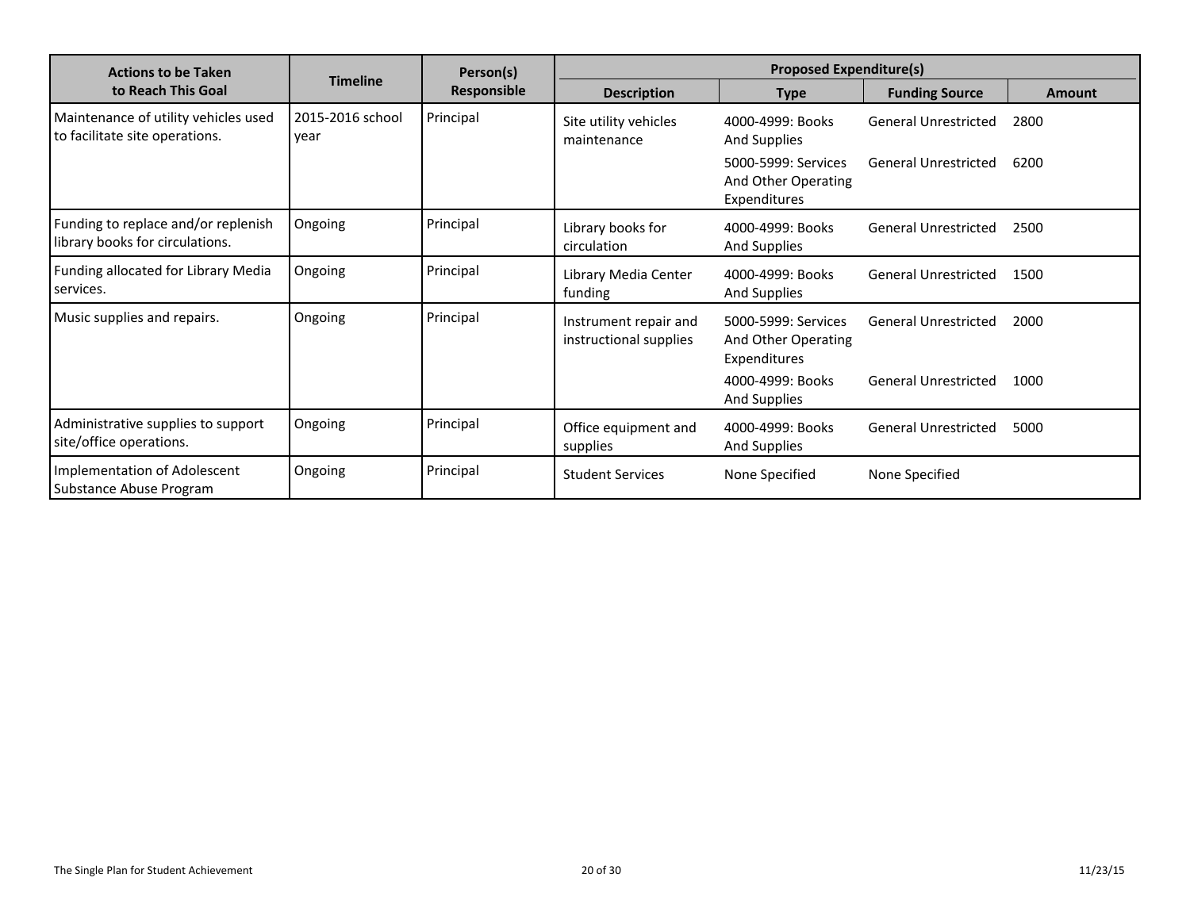| Actions to be Taken to Reach This Goal | Timeline | Person(s) Responsible | Proposed Expenditure(s) | | | |
|---|---|---|---|---|---|---|
| | | | Description | Type | Funding Source | Amount |
| Maintenance of utility vehicles used to facilitate site operations. | 2015-2016 school year | Principal | Site utility vehicles maintenance | 4000-4999: Books And Supplies | General Unrestricted | 2800 |
| | | | | 5000-5999: Services And Other Operating Expenditures | General Unrestricted | 6200 |
| Funding to replace and/or replenish library books for circulations. | Ongoing | Principal | Library books for circulation | 4000-4999: Books And Supplies | General Unrestricted | 2500 |
| Funding allocated for Library Media services. | Ongoing | Principal | Library Media Center funding | 4000-4999: Books And Supplies | General Unrestricted | 1500 |
| Music supplies and repairs. | Ongoing | Principal | Instrument repair and instructional supplies | 5000-5999: Services And Other Operating Expenditures | General Unrestricted | 2000 |
| | | | | 4000-4999: Books And Supplies | General Unrestricted | 1000 |
| Administrative supplies to support site/office operations. | Ongoing | Principal | Office equipment and supplies | 4000-4999: Books And Supplies | General Unrestricted | 5000 |
| Implementation of Adolescent Substance Abuse Program | Ongoing | Principal | Student Services | None Specified | None Specified | |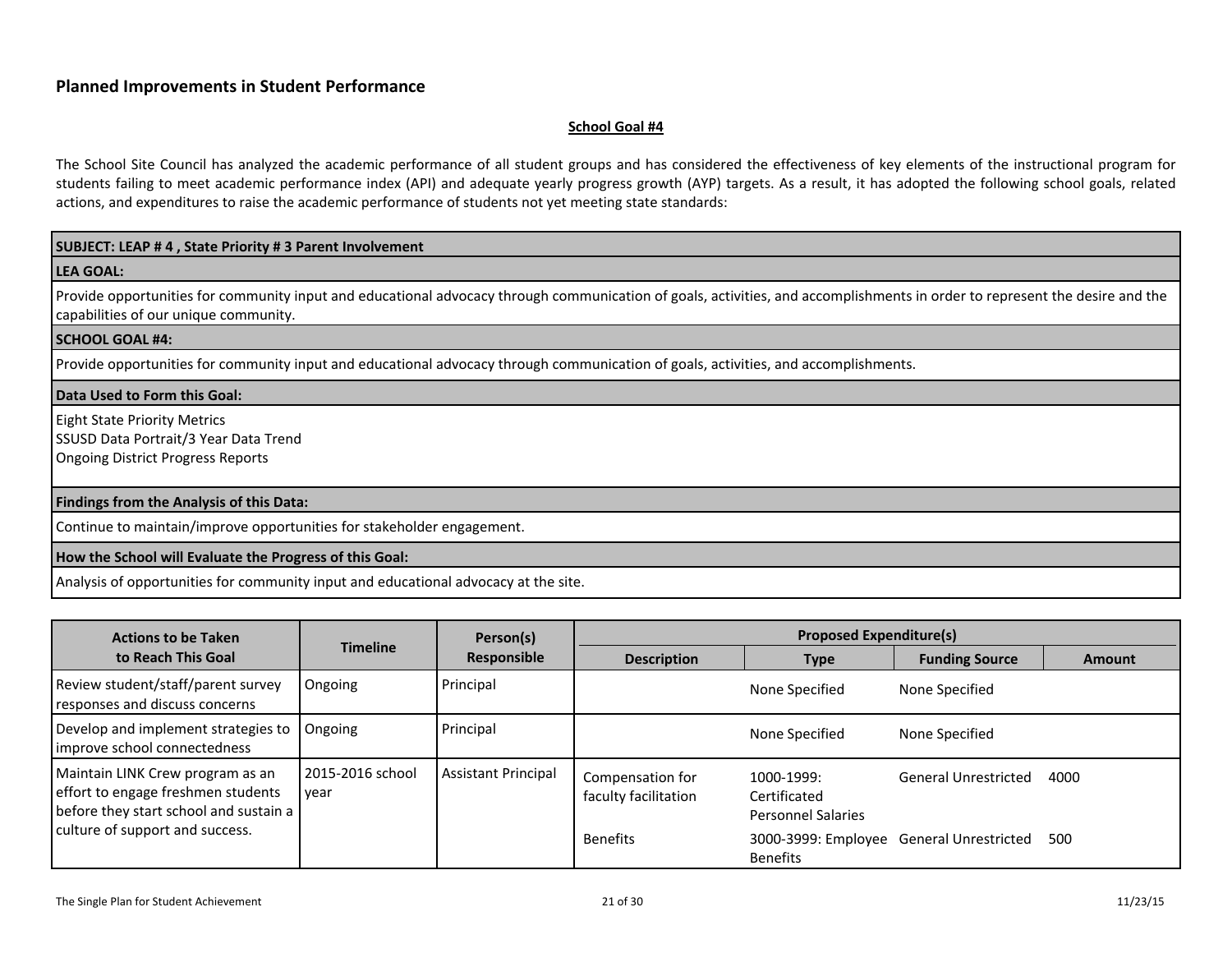## Planned Improvements in Student Performance

**School Goal #4**

The School Site Council has analyzed the academic performance of all student groups and has considered the effectiveness of key elements of the instructional program for students failing to meet academic performance index (API) and adequate yearly progress growth (AYP) targets. As a result, it has adopted the following school goals, related actions, and expenditures to raise the academic performance of students not yet meeting state standards:

| **SUBJECT: LEAP # 4 , State Priority # 3 Parent Involvement** |
|---|
| **LEA GOAL:** |
| Provide opportunities for community input and educational advocacy through communication of goals, activities, and accomplishments in order to represent the desire and the capabilities of our unique community. |
| **SCHOOL GOAL #4:** |
| Provide opportunities for community input and educational advocacy through communication of goals, activities, and accomplishments. |
| **Data Used to Form this Goal:** |
| Eight State Priority Metrics<br>SSUSD Data Portrait/3 Year Data Trend<br>Ongoing District Progress Reports |
| **Findings from the Analysis of this Data:** |
| Continue to maintain/improve opportunities for stakeholder engagement. |
| **How the School will Evaluate the Progress of this Goal:** |
| Analysis of opportunities for community input and educational advocacy at the site. |

| Actions to be Taken to Reach This Goal | Timeline | Person(s) Responsible | Proposed Expenditure(s) | | | |
|---|---|---|---|---|---|---|
| | | | Description | Type | Funding Source | Amount |
| Review student/staff/parent survey responses and discuss concerns | Ongoing | Principal | | None Specified | None Specified | |
| Develop and implement strategies to improve school connectedness | Ongoing | Principal | | None Specified | None Specified | |
| Maintain LINK Crew program as an effort to engage freshmen students before they start school and sustain a culture of support and success. | 2015-2016 school year | Assistant Principal | Compensation for faculty facilitation | 1000-1999: Certificated Personnel Salaries | General Unrestricted | 4000 |
| | | | Benefits | 3000-3999: Employee Benefits | General Unrestricted | 500 |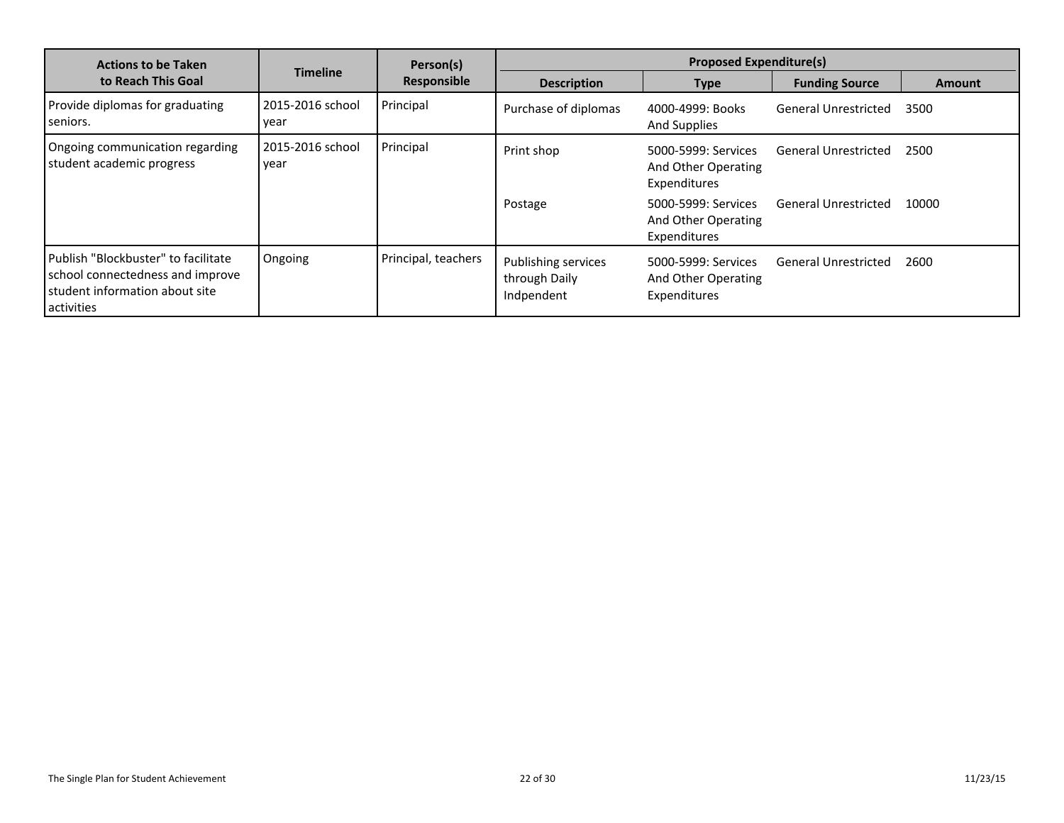| Actions to be Taken to Reach This Goal | Timeline | Person(s) Responsible | Proposed Expenditure(s) | | | |
|---|---|---|---|---|---|---|
| | | | Description | Type | Funding Source | Amount |
| Provide diplomas for graduating seniors. | 2015-2016 school year | Principal | Purchase of diplomas | 4000-4999: Books And Supplies | General Unrestricted | 3500 |
| Ongoing communication regarding student academic progress | 2015-2016 school year | Principal | Print shop | 5000-5999: Services And Other Operating Expenditures | General Unrestricted | 2500 |
| | | | Postage | 5000-5999: Services And Other Operating Expenditures | General Unrestricted | 10000 |
| Publish "Blockbuster" to facilitate school connectedness and improve student information about site activities | Ongoing | Principal, teachers | Publishing services through Daily Indpendent | 5000-5999: Services And Other Operating Expenditures | General Unrestricted | 2600 |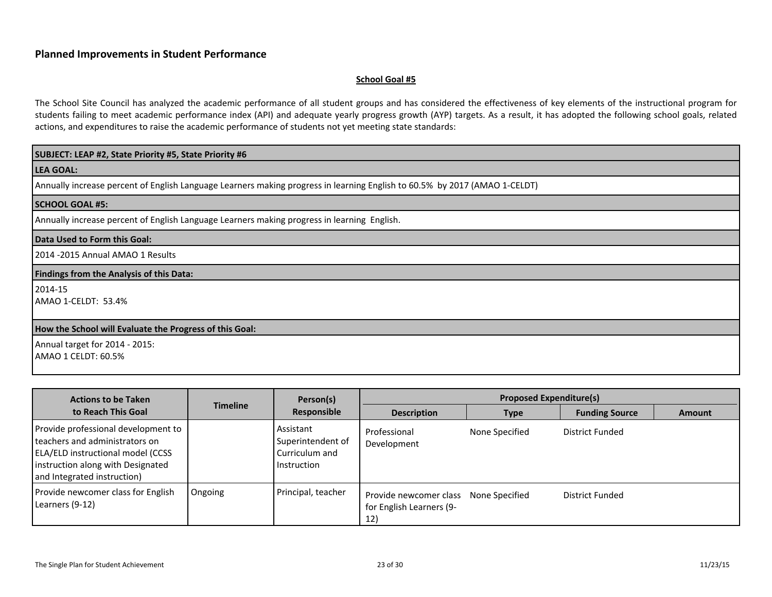## Planned Improvements in Student Performance

**School Goal #5**

The School Site Council has analyzed the academic performance of all student groups and has considered the effectiveness of key elements of the instructional program for students failing to meet academic performance index (API) and adequate yearly progress growth (AYP) targets. As a result, it has adopted the following school goals, related actions, and expenditures to raise the academic performance of students not yet meeting state standards:

| **SUBJECT: LEAP #2, State Priority #5, State Priority #6** |
|---|
| **LEA GOAL:** |
| Annually increase percent of English Language Learners making progress in learning English to 60.5% by 2017 (AMAO 1-CELDT) |
| **SCHOOL GOAL #5:** |
| Annually increase percent of English Language Learners making progress in learning English. |
| **Data Used to Form this Goal:** |
| 2014 -2015 Annual AMAO 1 Results |
| **Findings from the Analysis of this Data:** |
| 2014-15<br>AMAO 1-CELDT: 53.4% |
| **How the School will Evaluate the Progress of this Goal:** |
| Annual target for 2014 - 2015:<br>AMAO 1 CELDT: 60.5% |

| Actions to be Taken to Reach This Goal | Timeline | Person(s) Responsible | Proposed Expenditure(s) | | | |
|---|---|---|---|---|---|---|
| | | | **Description** | **Type** | **Funding Source** | **Amount** |
| Provide professional development to teachers and administrators on ELA/ELD instructional model (CCSS instruction along with Designated and Integrated instruction) | | Assistant Superintendent of Curriculum and Instruction | Professional Development | None Specified | District Funded | |
| Provide newcomer class for English Learners (9-12) | Ongoing | Principal, teacher | Provide newcomer class for English Learners (9-12) | None Specified | District Funded | |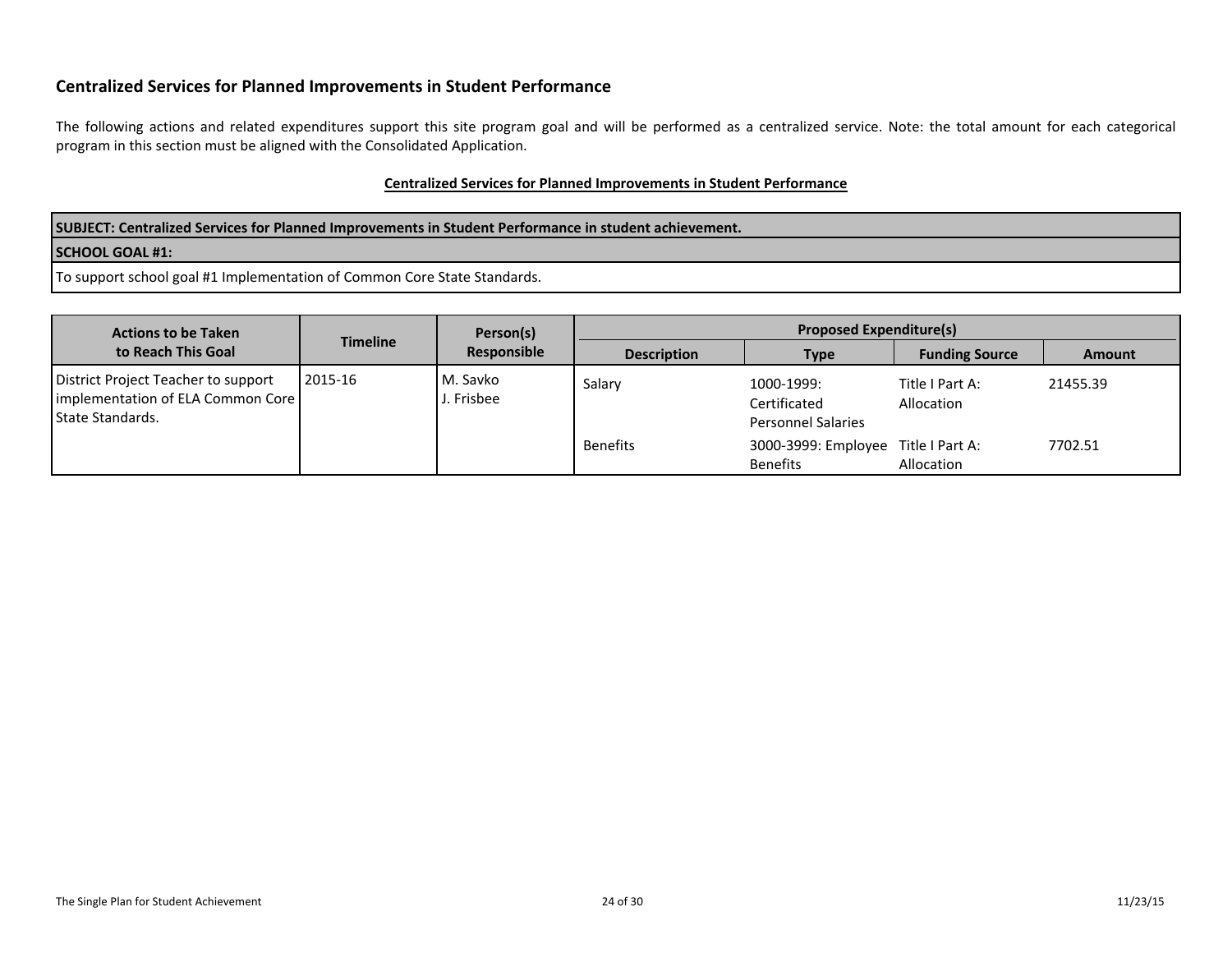## Centralized Services for Planned Improvements in Student Performance

The following actions and related expenditures support this site program goal and will be performed as a centralized service. Note: the total amount for each categorical program in this section must be aligned with the Consolidated Application.

**Centralized Services for Planned Improvements in Student Performance**

| SUBJECT: Centralized Services for Planned Improvements in Student Performance in student achievement. |
|---|
| **SCHOOL GOAL #1:** |
| To support school goal #1 Implementation of Common Core State Standards. |

| Actions to be Taken to Reach This Goal | Timeline | Person(s) Responsible | Proposed Expenditure(s) | | | |
|---|---|---|---|---|---|---|
| | | | Description | Type | Funding Source | Amount |
| District Project Teacher to support implementation of ELA Common Core State Standards. | 2015-16 | M. Savko<br>J. Frisbee | Salary | 1000-1999: Certificated Personnel Salaries | Title I Part A: Allocation | 21455.39 |
| | | | Benefits | 3000-3999: Employee Benefits | Title I Part A: Allocation | 7702.51 |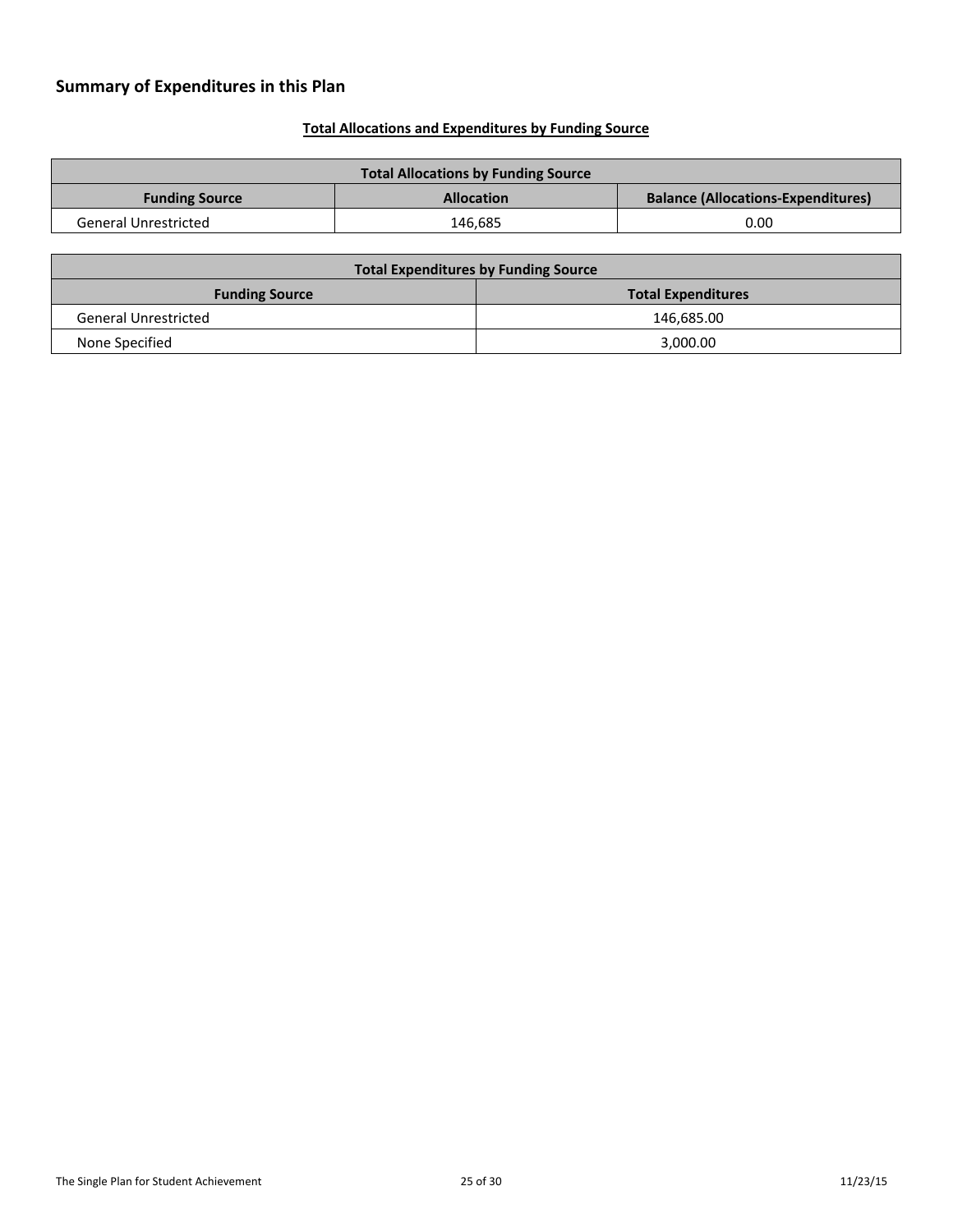## Summary of Expenditures in this Plan

### Total Allocations and Expenditures by Funding Source

| Total Allocations by Funding Source | | |
|---|---|---|
| **Funding Source** | **Allocation** | **Balance (Allocations-Expenditures)** |
| General Unrestricted | 146,685 | 0.00 |

| Total Expenditures by Funding Source | |
|---|---|
| **Funding Source** | **Total Expenditures** |
| General Unrestricted | 146,685.00 |
| None Specified | 3,000.00 |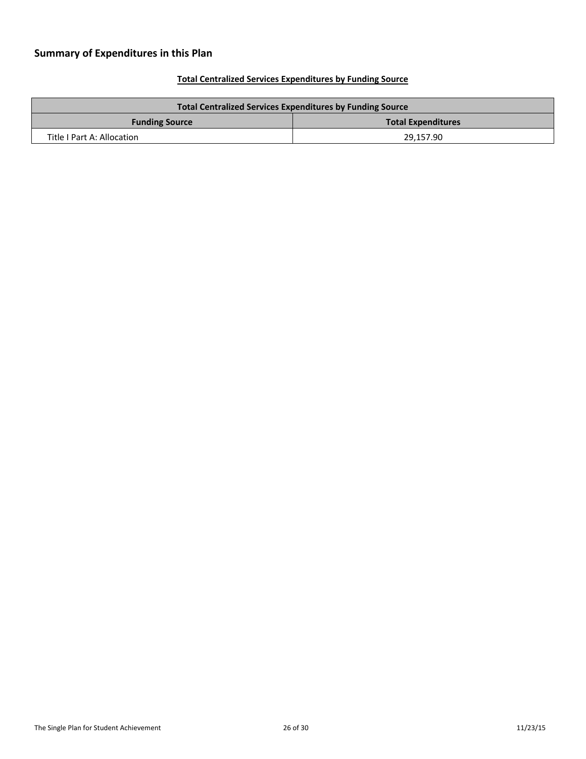## Summary of Expenditures in this Plan

**Total Centralized Services Expenditures by Funding Source**

| Total Centralized Services Expenditures by Funding Source | |
|---|---|
| **Funding Source** | **Total Expenditures** |
| Title I Part A: Allocation | 29,157.90 |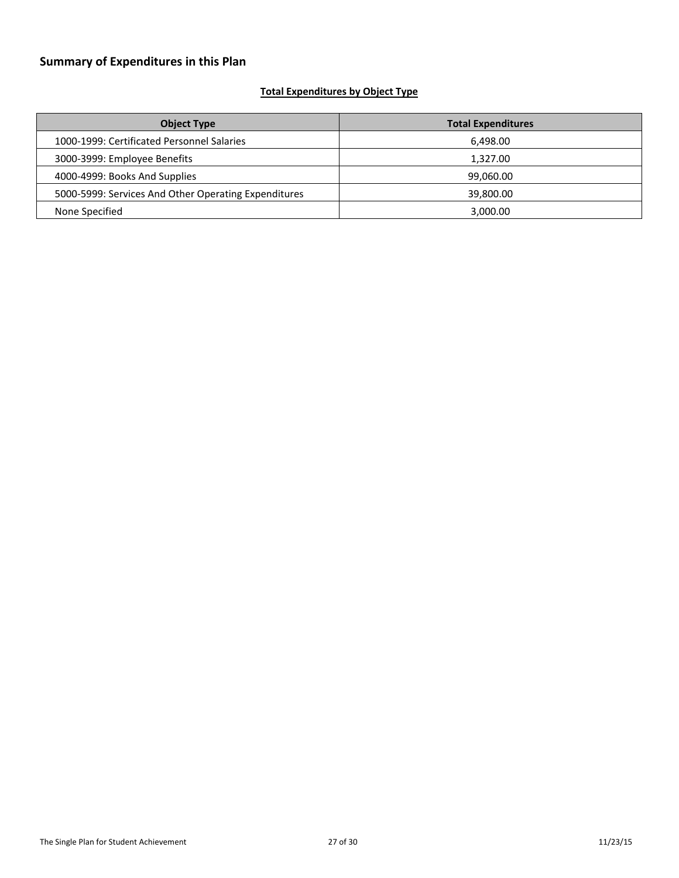## Summary of Expenditures in this Plan

**Total Expenditures by Object Type**

| Object Type | Total Expenditures |
|---|---|
| 1000-1999: Certificated Personnel Salaries | 6,498.00 |
| 3000-3999: Employee Benefits | 1,327.00 |
| 4000-4999: Books And Supplies | 99,060.00 |
| 5000-5999: Services And Other Operating Expenditures | 39,800.00 |
| None Specified | 3,000.00 |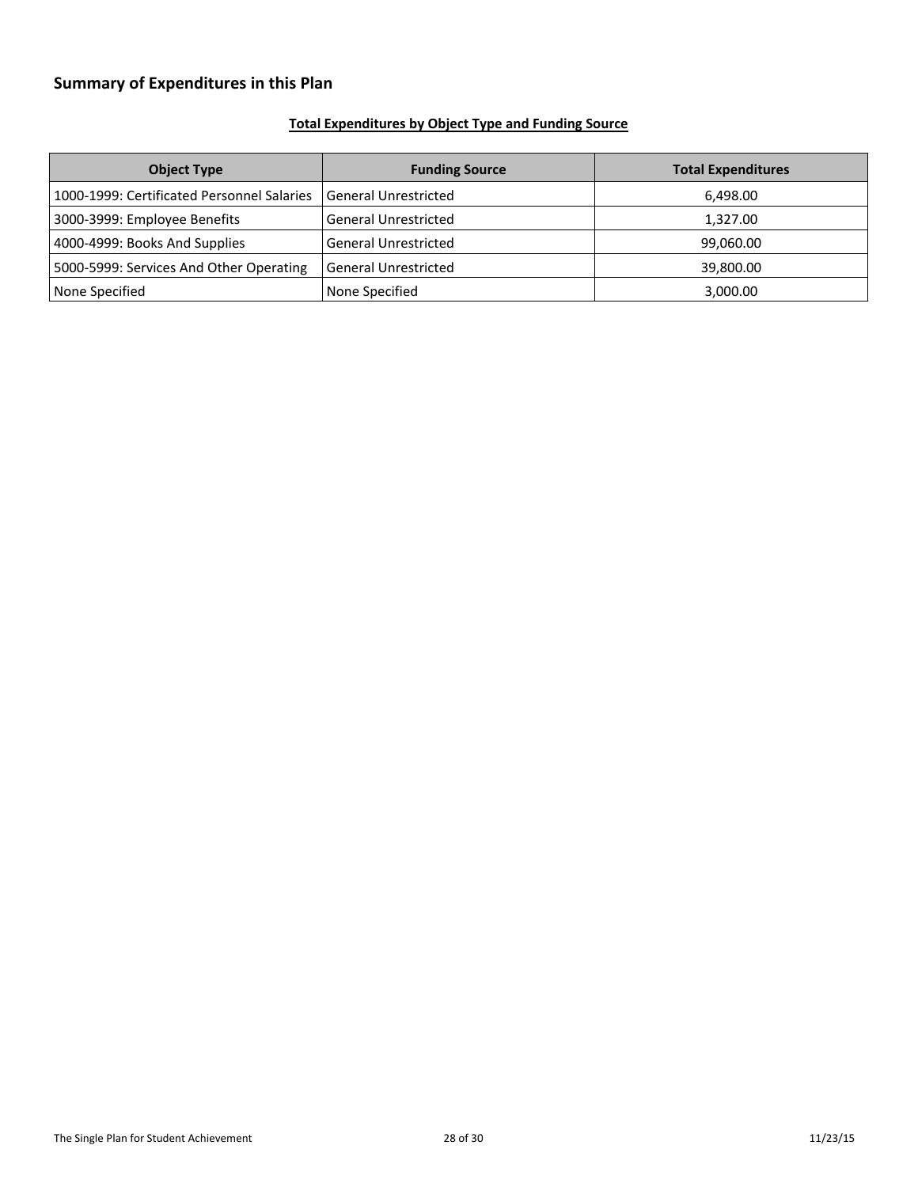## Summary of Expenditures in this Plan

**Total Expenditures by Object Type and Funding Source**

| Object Type | Funding Source | Total Expenditures |
|---|---|---|
| 1000-1999: Certificated Personnel Salaries | General Unrestricted | 6,498.00 |
| 3000-3999: Employee Benefits | General Unrestricted | 1,327.00 |
| 4000-4999: Books And Supplies | General Unrestricted | 99,060.00 |
| 5000-5999: Services And Other Operating | General Unrestricted | 39,800.00 |
| None Specified | None Specified | 3,000.00 |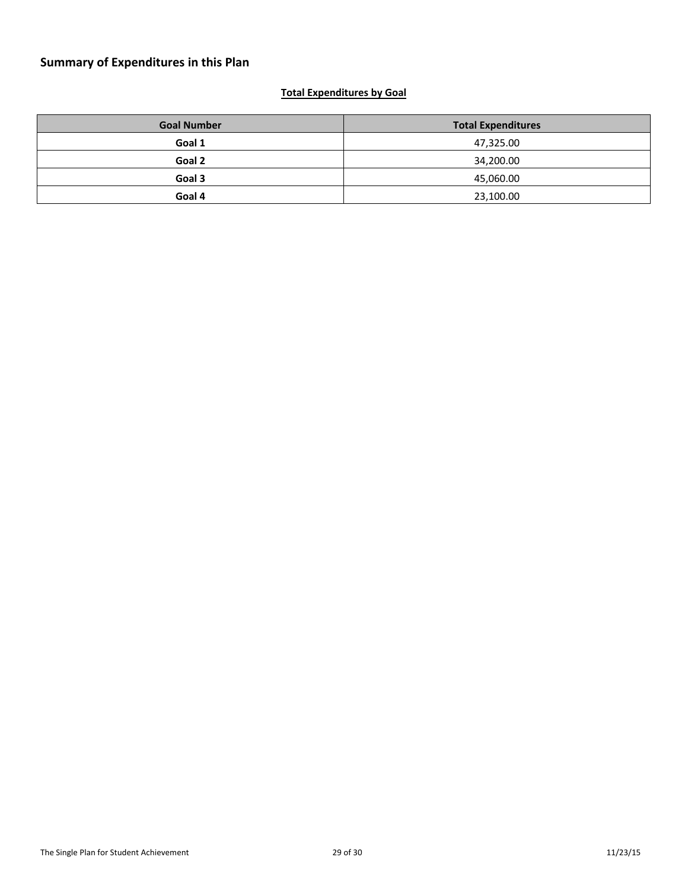## Summary of Expenditures in this Plan

**Total Expenditures by Goal**

| Goal Number | Total Expenditures |
| --- | --- |
| **Goal 1** | 47,325.00 |
| **Goal 2** | 34,200.00 |
| **Goal 3** | 45,060.00 |
| **Goal 4** | 23,100.00 |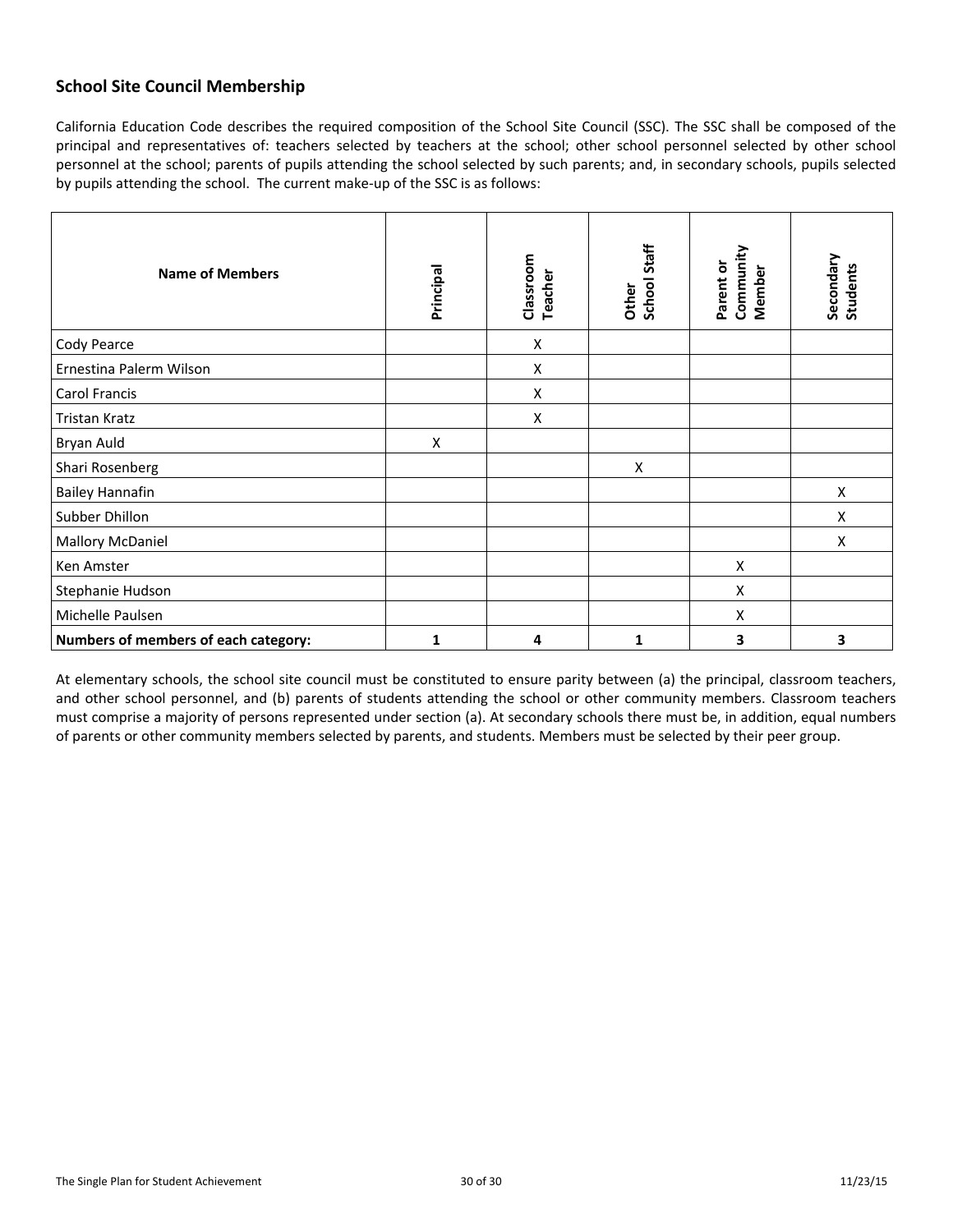## School Site Council Membership

California Education Code describes the required composition of the School Site Council (SSC). The SSC shall be composed of the principal and representatives of: teachers selected by teachers at the school; other school personnel selected by other school personnel at the school; parents of pupils attending the school selected by such parents; and, in secondary schools, pupils selected by pupils attending the school. The current make-up of the SSC is as follows:

| Name of Members | Principal | Classroom Teacher | Other School Staff | Parent or Community Member | Secondary Students |
|---|---|---|---|---|---|
| Cody Pearce | | X | | | |
| Ernestina Palerm Wilson | | X | | | |
| Carol Francis | | X | | | |
| Tristan Kratz | | X | | | |
| Bryan Auld | X | | | | |
| Shari Rosenberg | | | X | | |
| Bailey Hannafin | | | | | X |
| Subber Dhillon | | | | | X |
| Mallory McDaniel | | | | | X |
| Ken Amster | | | | X | |
| Stephanie Hudson | | | | X | |
| Michelle Paulsen | | | | X | |
| **Numbers of members of each category:** | **1** | **4** | **1** | **3** | **3** |

At elementary schools, the school site council must be constituted to ensure parity between (a) the principal, classroom teachers, and other school personnel, and (b) parents of students attending the school or other community members. Classroom teachers must comprise a majority of persons represented under section (a). At secondary schools there must be, in addition, equal numbers of parents or other community members selected by parents, and students. Members must be selected by their peer group.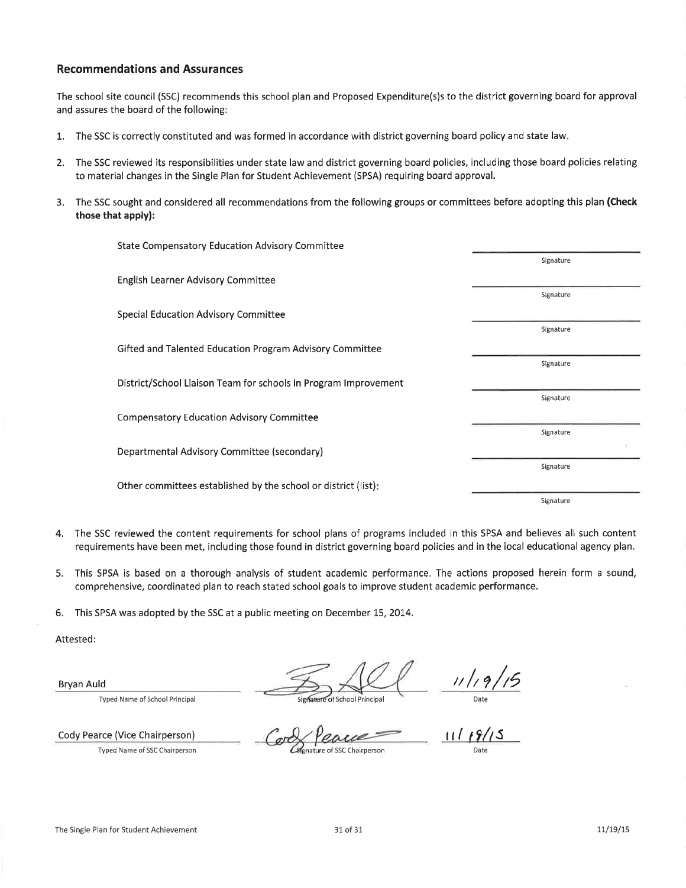## Recommendations and Assurances

The school site council (SSC) recommends this school plan and Proposed Expenditure(s)s to the district governing board for approval and assures the board of the following:

1. The SSC is correctly constituted and was formed in accordance with district governing board policy and state law.

2. The SSC reviewed its responsibilities under state law and district governing board policies, including those board policies relating to material changes in the Single Plan for Student Achievement (SPSA) requiring board approval.

3. The SSC sought and considered all recommendations from the following groups or committees before adopting this plan **(Check those that apply):**

| | |
|---|---|
| State Compensatory Education Advisory Committee | Signature |
| English Learner Advisory Committee | Signature |
| Special Education Advisory Committee | Signature |
| Gifted and Talented Education Program Advisory Committee | Signature |
| District/School Liaison Team for schools in Program Improvement | Signature |
| Compensatory Education Advisory Committee | Signature |
| Departmental Advisory Committee (secondary) | Signature |
| Other committees established by the school or district (list): | Signature |

4. The SSC reviewed the content requirements for school plans of programs included in this SPSA and believes all such content requirements have been met, including those found in district governing board policies and in the local educational agency plan.

5. This SPSA is based on a thorough analysis of student academic performance. The actions proposed herein form a sound, comprehensive, coordinated plan to reach stated school goals to improve student academic performance.

6. This SPSA was adopted by the SSC at a public meeting on December 15, 2014.

Attested:

| | | |
|---|---|---|
| Bryan Auld | *[signature]* | 11/19/15 |
| Typed Name of School Principal | Signature of School Principal | Date |
| Cody Pearce (Vice Chairperson) | *[signature]* | 11/19/15 |
| Typed Name of SSC Chairperson | Signature of SSC Chairperson | Date |